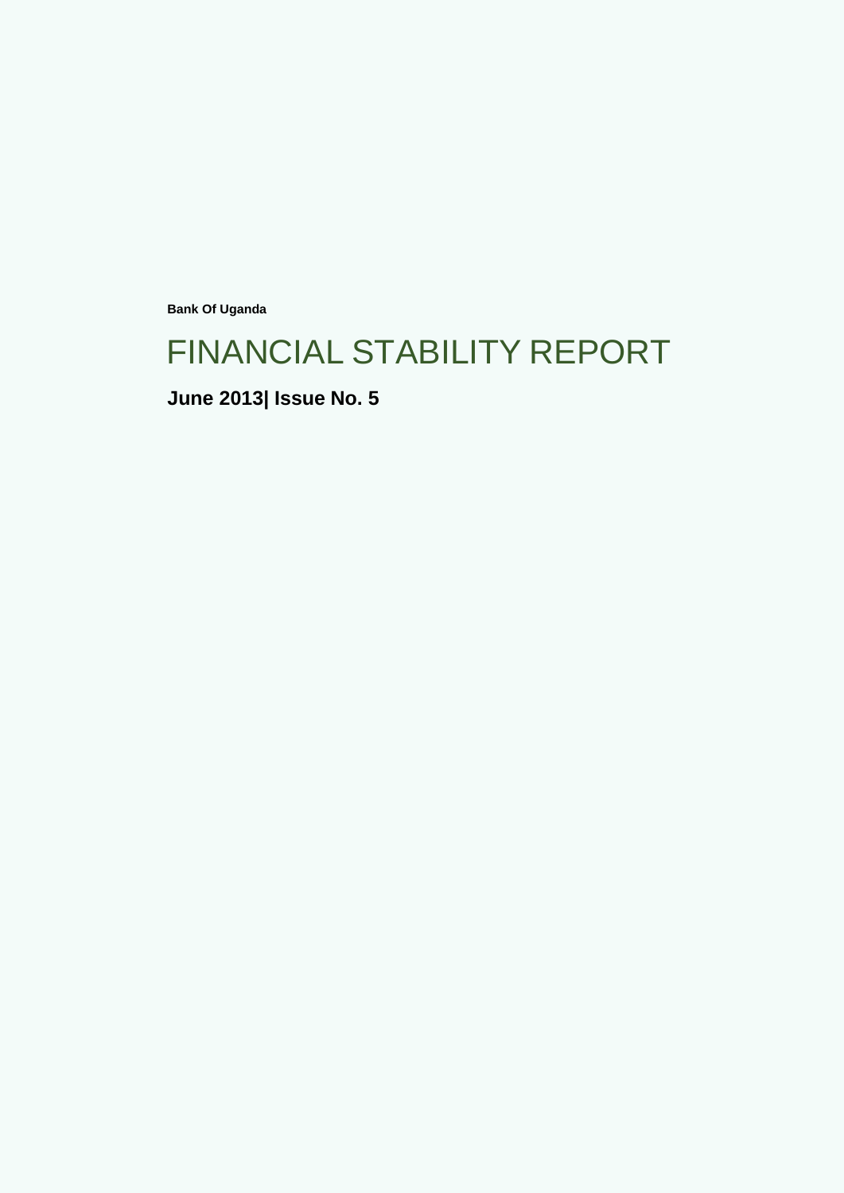**Bank Of Uganda**

# FINANCIAL STABILITY REPORT

**June 2013| Issue No. 5**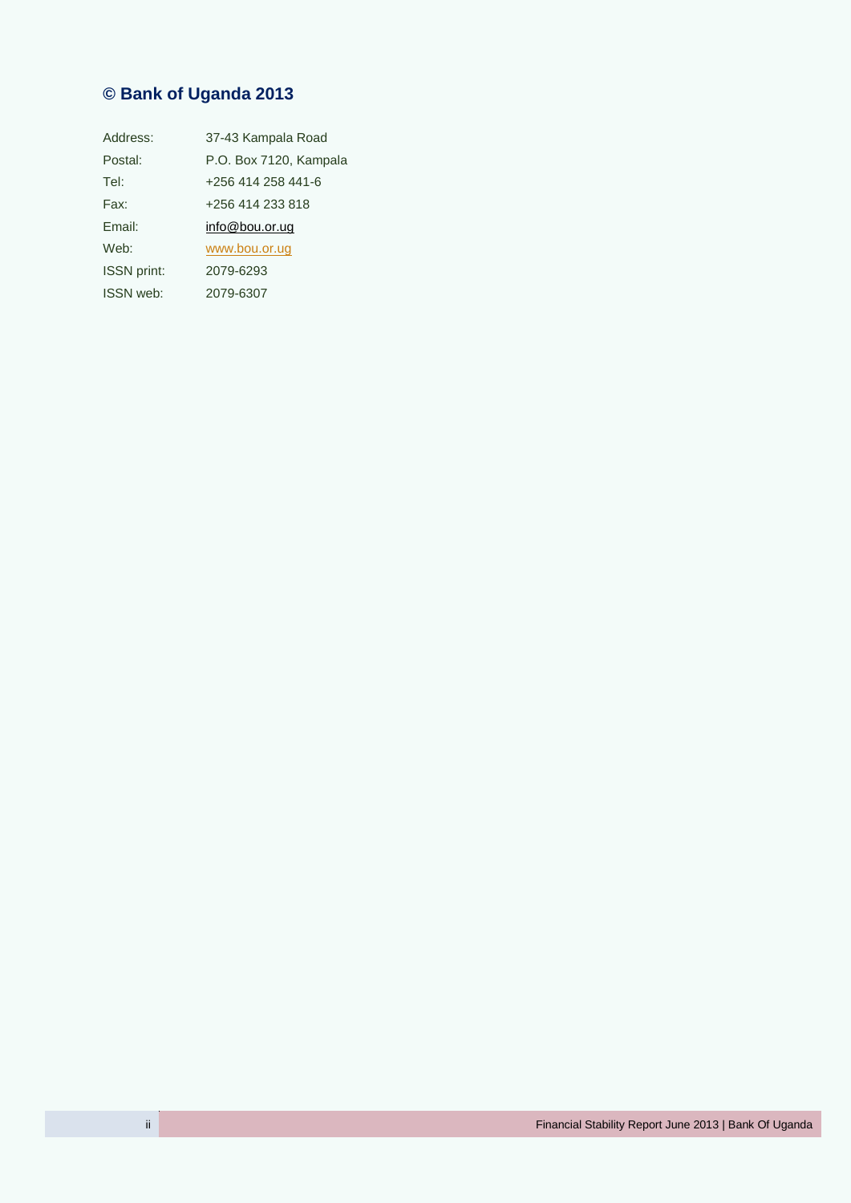**© Bank of Uganda 2013**

| | |
|---|---|
| Address: | 37-43 Kampala Road |
| Postal: | P.O. Box 7120, Kampala |
| Tel: | +256 414 258 441-6 |
| Fax: | +256 414 233 818 |
| Email: | info@bou.or.ug |
| Web: | www.bou.or.ug |
| ISSN print: | 2079-6293 |
| ISSN web: | 2079-6307 |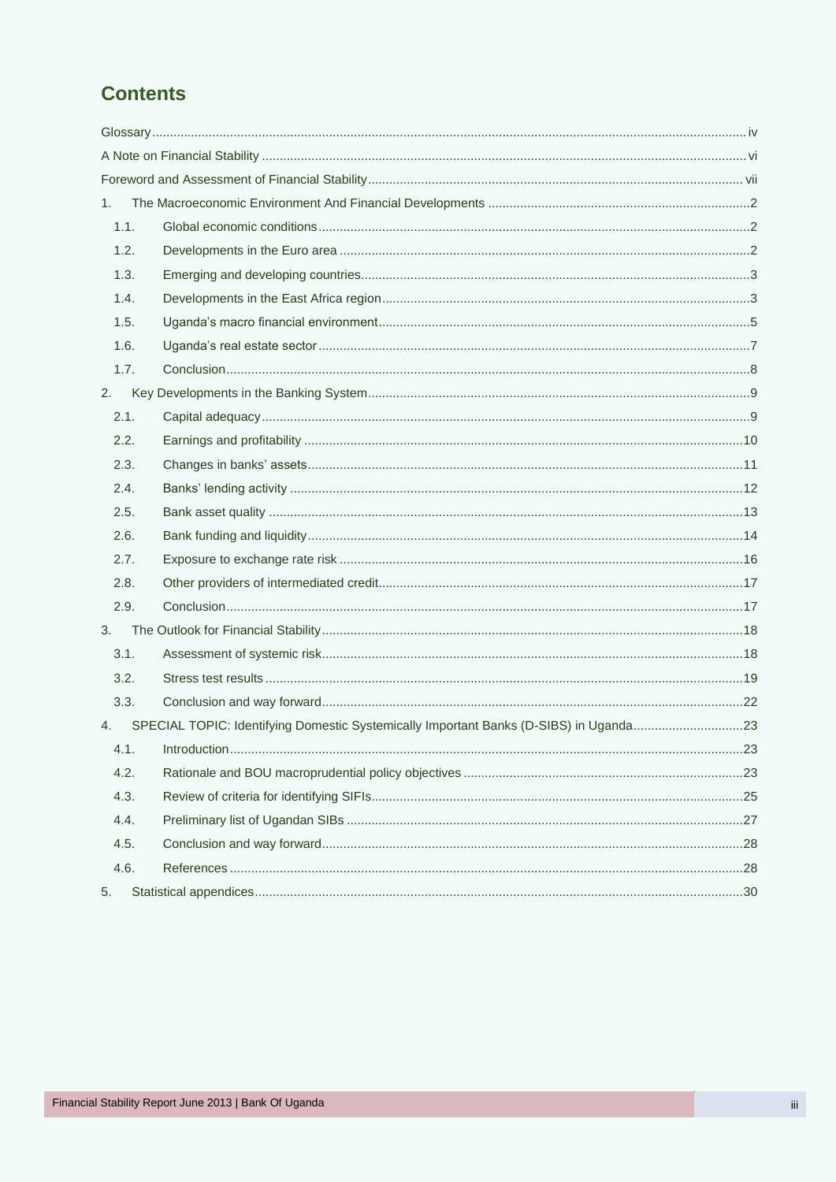# Contents

Glossary ..... iv

A Note on Financial Stability ..... vi

Foreword and Assessment of Financial Stability ..... vii

1. The Macroeconomic Environment And Financial Developments ..... 2
   - 1.1. Global economic conditions ..... 2
   - 1.2. Developments in the Euro area ..... 2
   - 1.3. Emerging and developing countries ..... 3
   - 1.4. Developments in the East Africa region ..... 3
   - 1.5. Uganda's macro financial environment ..... 5
   - 1.6. Uganda's real estate sector ..... 7
   - 1.7. Conclusion ..... 8
2. Key Developments in the Banking System ..... 9
   - 2.1. Capital adequacy ..... 9
   - 2.2. Earnings and profitability ..... 10
   - 2.3. Changes in banks' assets ..... 11
   - 2.4. Banks' lending activity ..... 12
   - 2.5. Bank asset quality ..... 13
   - 2.6. Bank funding and liquidity ..... 14
   - 2.7. Exposure to exchange rate risk ..... 16
   - 2.8. Other providers of intermediated credit ..... 17
   - 2.9. Conclusion ..... 17
3. The Outlook for Financial Stability ..... 18
   - 3.1. Assessment of systemic risk ..... 18
   - 3.2. Stress test results ..... 19
   - 3.3. Conclusion and way forward ..... 22
4. SPECIAL TOPIC: Identifying Domestic Systemically Important Banks (D-SIBS) in Uganda ..... 23
   - 4.1. Introduction ..... 23
   - 4.2. Rationale and BOU macroprudential policy objectives ..... 23
   - 4.3. Review of criteria for identifying SIFIs ..... 25
   - 4.4. Preliminary list of Ugandan SIBs ..... 27
   - 4.5. Conclusion and way forward ..... 28
   - 4.6. References ..... 28
5. Statistical appendices ..... 30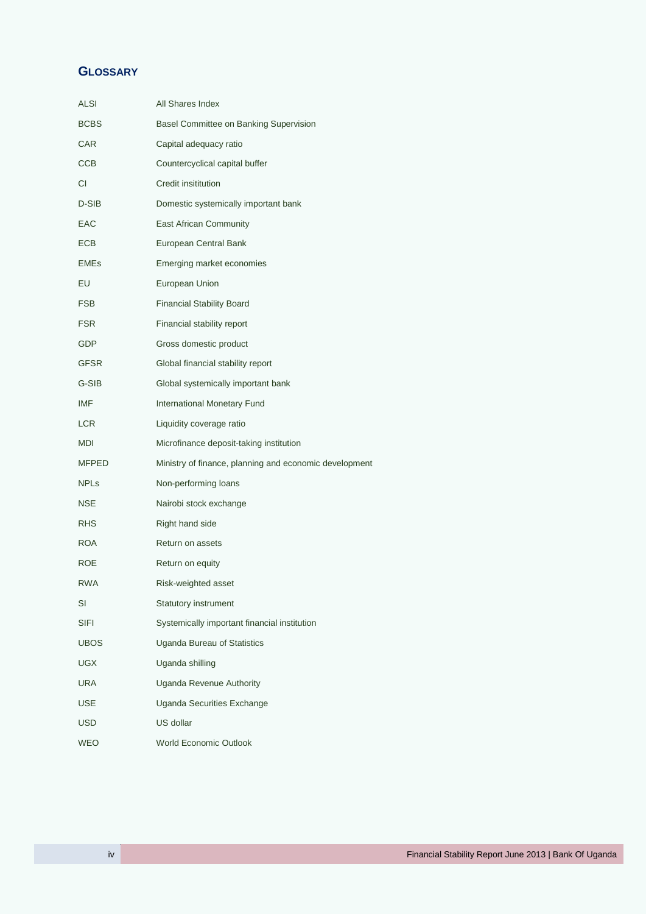## GLOSSARY

| | |
|---|---|
| ALSI | All Shares Index |
| BCBS | Basel Committee on Banking Supervision |
| CAR | Capital adequacy ratio |
| CCB | Countercyclical capital buffer |
| CI | Credit insititution |
| D-SIB | Domestic systemically important bank |
| EAC | East African Community |
| ECB | European Central Bank |
| EMEs | Emerging market economies |
| EU | European Union |
| FSB | Financial Stability Board |
| FSR | Financial stability report |
| GDP | Gross domestic product |
| GFSR | Global financial stability report |
| G-SIB | Global systemically important bank |
| IMF | International Monetary Fund |
| LCR | Liquidity coverage ratio |
| MDI | Microfinance deposit-taking institution |
| MFPED | Ministry of finance, planning and economic development |
| NPLs | Non-performing loans |
| NSE | Nairobi stock exchange |
| RHS | Right hand side |
| ROA | Return on assets |
| ROE | Return on equity |
| RWA | Risk-weighted asset |
| SI | Statutory instrument |
| SIFI | Systemically important financial institution |
| UBOS | Uganda Bureau of Statistics |
| UGX | Uganda shilling |
| URA | Uganda Revenue Authority |
| USE | Uganda Securities Exchange |
| USD | US dollar |
| WEO | World Economic Outlook |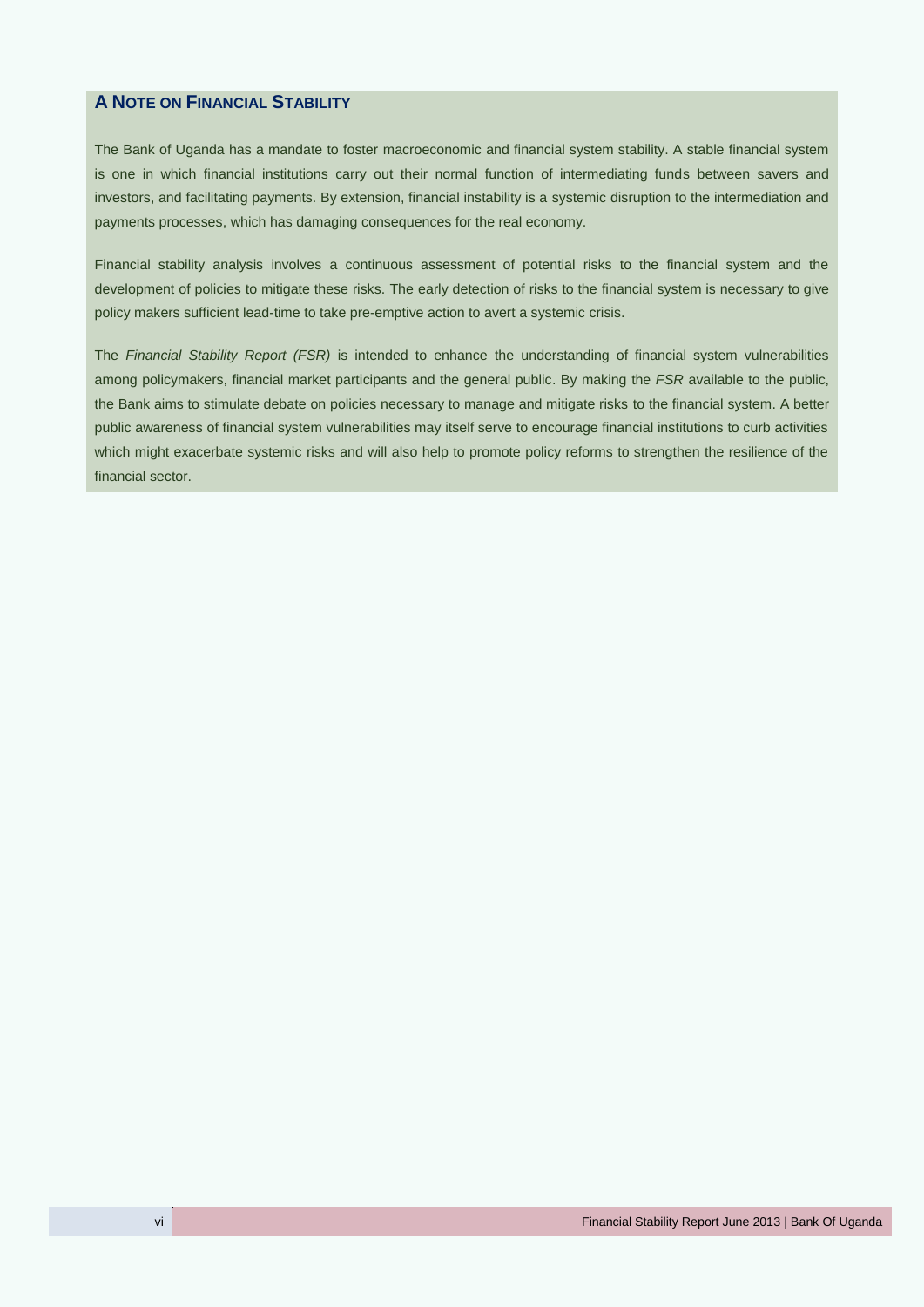## A Note on Financial Stability

The Bank of Uganda has a mandate to foster macroeconomic and financial system stability. A stable financial system is one in which financial institutions carry out their normal function of intermediating funds between savers and investors, and facilitating payments. By extension, financial instability is a systemic disruption to the intermediation and payments processes, which has damaging consequences for the real economy.

Financial stability analysis involves a continuous assessment of potential risks to the financial system and the development of policies to mitigate these risks. The early detection of risks to the financial system is necessary to give policy makers sufficient lead-time to take pre-emptive action to avert a systemic crisis.

The *Financial Stability Report (FSR)* is intended to enhance the understanding of financial system vulnerabilities among policymakers, financial market participants and the general public. By making the *FSR* available to the public, the Bank aims to stimulate debate on policies necessary to manage and mitigate risks to the financial system. A better public awareness of financial system vulnerabilities may itself serve to encourage financial institutions to curb activities which might exacerbate systemic risks and will also help to promote policy reforms to strengthen the resilience of the financial sector.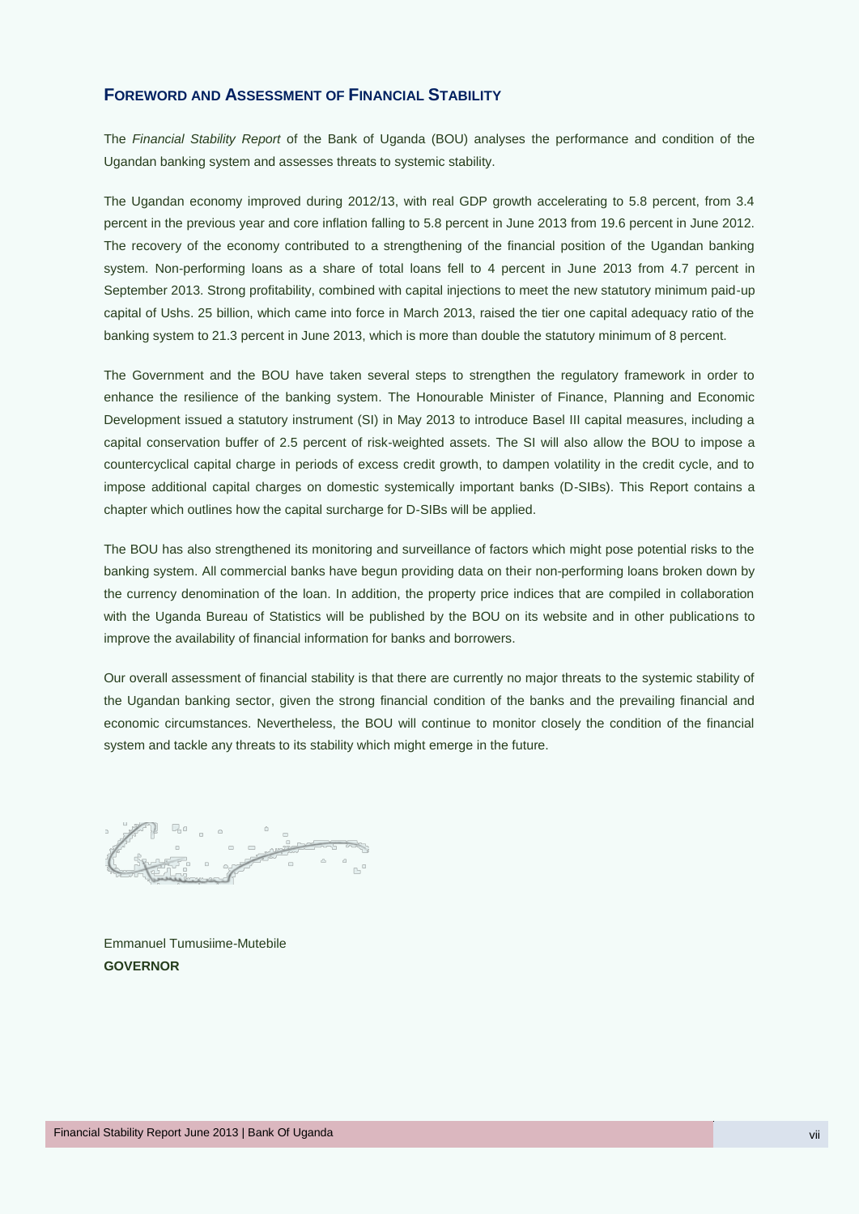## FOREWORD AND ASSESSMENT OF FINANCIAL STABILITY

The *Financial Stability Report* of the Bank of Uganda (BOU) analyses the performance and condition of the Ugandan banking system and assesses threats to systemic stability.

The Ugandan economy improved during 2012/13, with real GDP growth accelerating to 5.8 percent, from 3.4 percent in the previous year and core inflation falling to 5.8 percent in June 2013 from 19.6 percent in June 2012. The recovery of the economy contributed to a strengthening of the financial position of the Ugandan banking system. Non-performing loans as a share of total loans fell to 4 percent in June 2013 from 4.7 percent in September 2013. Strong profitability, combined with capital injections to meet the new statutory minimum paid-up capital of Ushs. 25 billion, which came into force in March 2013, raised the tier one capital adequacy ratio of the banking system to 21.3 percent in June 2013, which is more than double the statutory minimum of 8 percent.

The Government and the BOU have taken several steps to strengthen the regulatory framework in order to enhance the resilience of the banking system. The Honourable Minister of Finance, Planning and Economic Development issued a statutory instrument (SI) in May 2013 to introduce Basel III capital measures, including a capital conservation buffer of 2.5 percent of risk-weighted assets. The SI will also allow the BOU to impose a countercyclical capital charge in periods of excess credit growth, to dampen volatility in the credit cycle, and to impose additional capital charges on domestic systemically important banks (D-SIBs). This Report contains a chapter which outlines how the capital surcharge for D-SIBs will be applied.

The BOU has also strengthened its monitoring and surveillance of factors which might pose potential risks to the banking system. All commercial banks have begun providing data on their non-performing loans broken down by the currency denomination of the loan. In addition, the property price indices that are compiled in collaboration with the Uganda Bureau of Statistics will be published by the BOU on its website and in other publications to improve the availability of financial information for banks and borrowers.

Our overall assessment of financial stability is that there are currently no major threats to the systemic stability of the Ugandan banking sector, given the strong financial condition of the banks and the prevailing financial and economic circumstances. Nevertheless, the BOU will continue to monitor closely the condition of the financial system and tackle any threats to its stability which might emerge in the future.

Emmanuel Tumusiime-Mutebile
**GOVERNOR**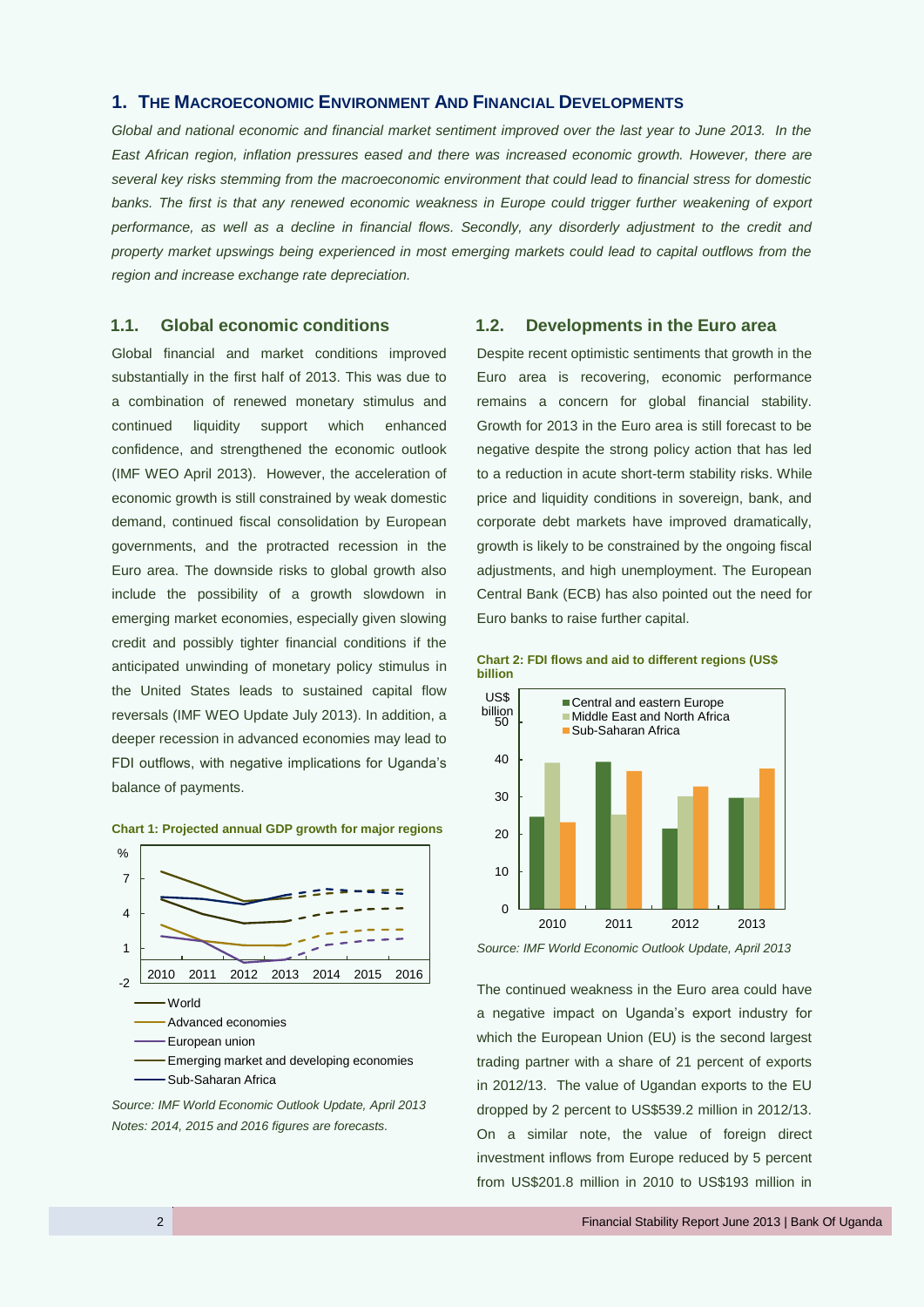## 1. The Macroeconomic Environment And Financial Developments

*Global and national economic and financial market sentiment improved over the last year to June 2013. In the East African region, inflation pressures eased and there was increased economic growth. However, there are several key risks stemming from the macroeconomic environment that could lead to financial stress for domestic banks. The first is that any renewed economic weakness in Europe could trigger further weakening of export performance, as well as a decline in financial flows. Secondly, any disorderly adjustment to the credit and property market upswings being experienced in most emerging markets could lead to capital outflows from the region and increase exchange rate depreciation.*

### 1.1. Global economic conditions

Global financial and market conditions improved substantially in the first half of 2013. This was due to a combination of renewed monetary stimulus and continued liquidity support which enhanced confidence, and strengthened the economic outlook (IMF WEO April 2013). However, the acceleration of economic growth is still constrained by weak domestic demand, continued fiscal consolidation by European governments, and the protracted recession in the Euro area. The downside risks to global growth also include the possibility of a growth slowdown in emerging market economies, especially given slowing credit and possibly tighter financial conditions if the anticipated unwinding of monetary policy stimulus in the United States leads to sustained capital flow reversals (IMF WEO Update July 2013). In addition, a deeper recession in advanced economies may lead to FDI outflows, with negative implications for Uganda's balance of payments.

**Chart 1: Projected annual GDP growth for major regions**

*Source: IMF World Economic Outlook Update, April 2013*
*Notes: 2014, 2015 and 2016 figures are forecasts.*

### 1.2. Developments in the Euro area

Despite recent optimistic sentiments that growth in the Euro area is recovering, economic performance remains a concern for global financial stability. Growth for 2013 in the Euro area is still forecast to be negative despite the strong policy action that has led to a reduction in acute short-term stability risks. While price and liquidity conditions in sovereign, bank, and corporate debt markets have improved dramatically, growth is likely to be constrained by the ongoing fiscal adjustments, and high unemployment. The European Central Bank (ECB) has also pointed out the need for Euro banks to raise further capital.

**Chart 2: FDI flows and aid to different regions (US$ billion**

*Source: IMF World Economic Outlook Update, April 2013*

The continued weakness in the Euro area could have a negative impact on Uganda's export industry for which the European Union (EU) is the second largest trading partner with a share of 21 percent of exports in 2012/13. The value of Ugandan exports to the EU dropped by 2 percent to US$539.2 million in 2012/13. On a similar note, the value of foreign direct investment inflows from Europe reduced by 5 percent from US$201.8 million in 2010 to US$193 million in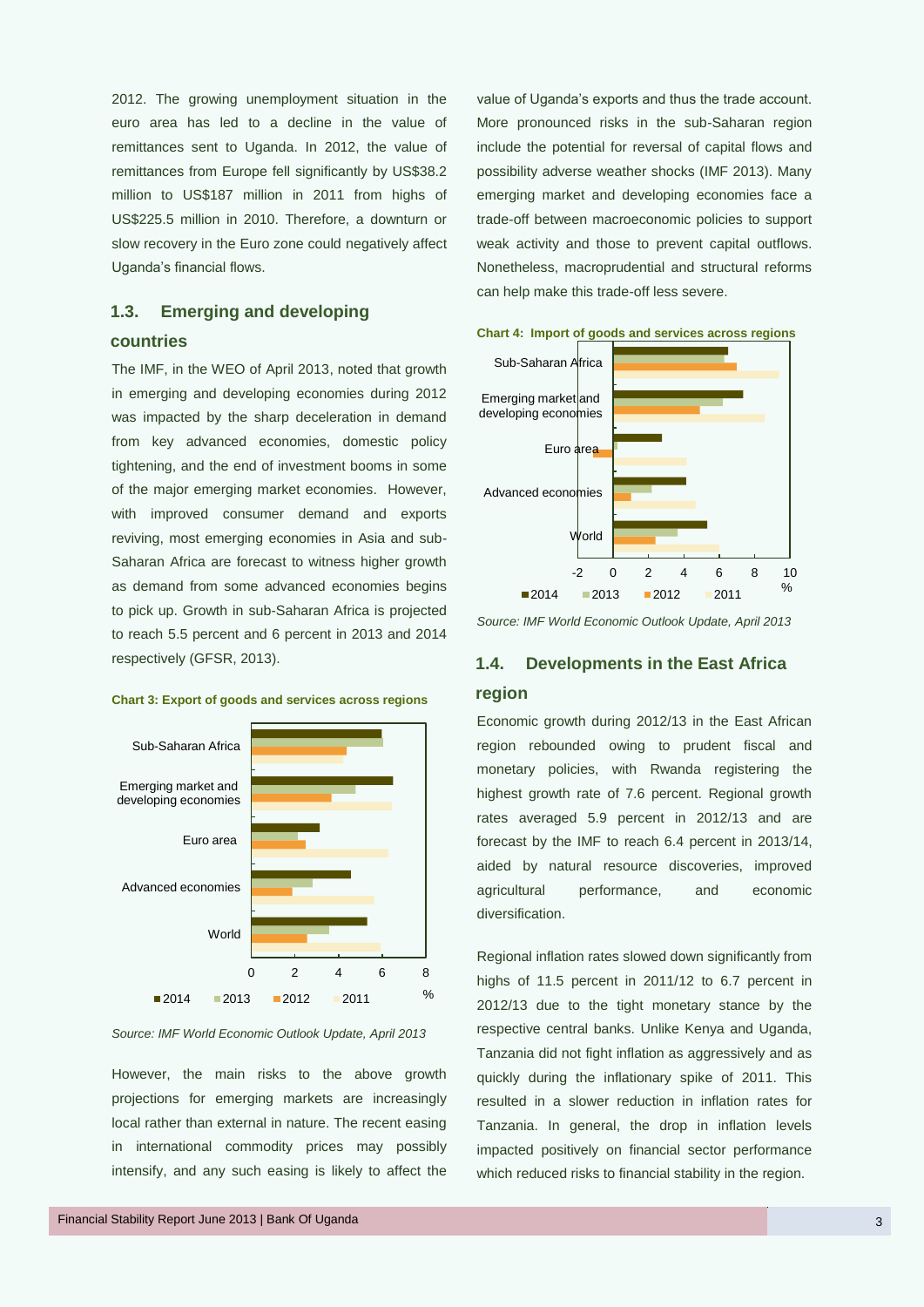2012. The growing unemployment situation in the euro area has led to a decline in the value of remittances sent to Uganda. In 2012, the value of remittances from Europe fell significantly by US$38.2 million to US$187 million in 2011 from highs of US$225.5 million in 2010. Therefore, a downturn or slow recovery in the Euro zone could negatively affect Uganda's financial flows.

## 1.3. Emerging and developing countries

The IMF, in the WEO of April 2013, noted that growth in emerging and developing economies during 2012 was impacted by the sharp deceleration in demand from key advanced economies, domestic policy tightening, and the end of investment booms in some of the major emerging market economies. However, with improved consumer demand and exports reviving, most emerging economies in Asia and sub-Saharan Africa are forecast to witness higher growth as demand from some advanced economies begins to pick up. Growth in sub-Saharan Africa is projected to reach 5.5 percent and 6 percent in 2013 and 2014 respectively (GFSR, 2013).

**Chart 3: Export of goods and services across regions**

*Source: IMF World Economic Outlook Update, April 2013*

However, the main risks to the above growth projections for emerging markets are increasingly local rather than external in nature. The recent easing in international commodity prices may possibly intensify, and any such easing is likely to affect the value of Uganda's exports and thus the trade account. More pronounced risks in the sub-Saharan region include the potential for reversal of capital flows and possibility adverse weather shocks (IMF 2013). Many emerging market and developing economies face a trade-off between macroeconomic policies to support weak activity and those to prevent capital outflows. Nonetheless, macroprudential and structural reforms can help make this trade-off less severe.

**Chart 4: Import of goods and services across regions**

*Source: IMF World Economic Outlook Update, April 2013*

## 1.4. Developments in the East Africa region

Economic growth during 2012/13 in the East African region rebounded owing to prudent fiscal and monetary policies, with Rwanda registering the highest growth rate of 7.6 percent. Regional growth rates averaged 5.9 percent in 2012/13 and are forecast by the IMF to reach 6.4 percent in 2013/14, aided by natural resource discoveries, improved agricultural performance, and economic diversification.

Regional inflation rates slowed down significantly from highs of 11.5 percent in 2011/12 to 6.7 percent in 2012/13 due to the tight monetary stance by the respective central banks. Unlike Kenya and Uganda, Tanzania did not fight inflation as aggressively and as quickly during the inflationary spike of 2011. This resulted in a slower reduction in inflation rates for Tanzania. In general, the drop in inflation levels impacted positively on financial sector performance which reduced risks to financial stability in the region.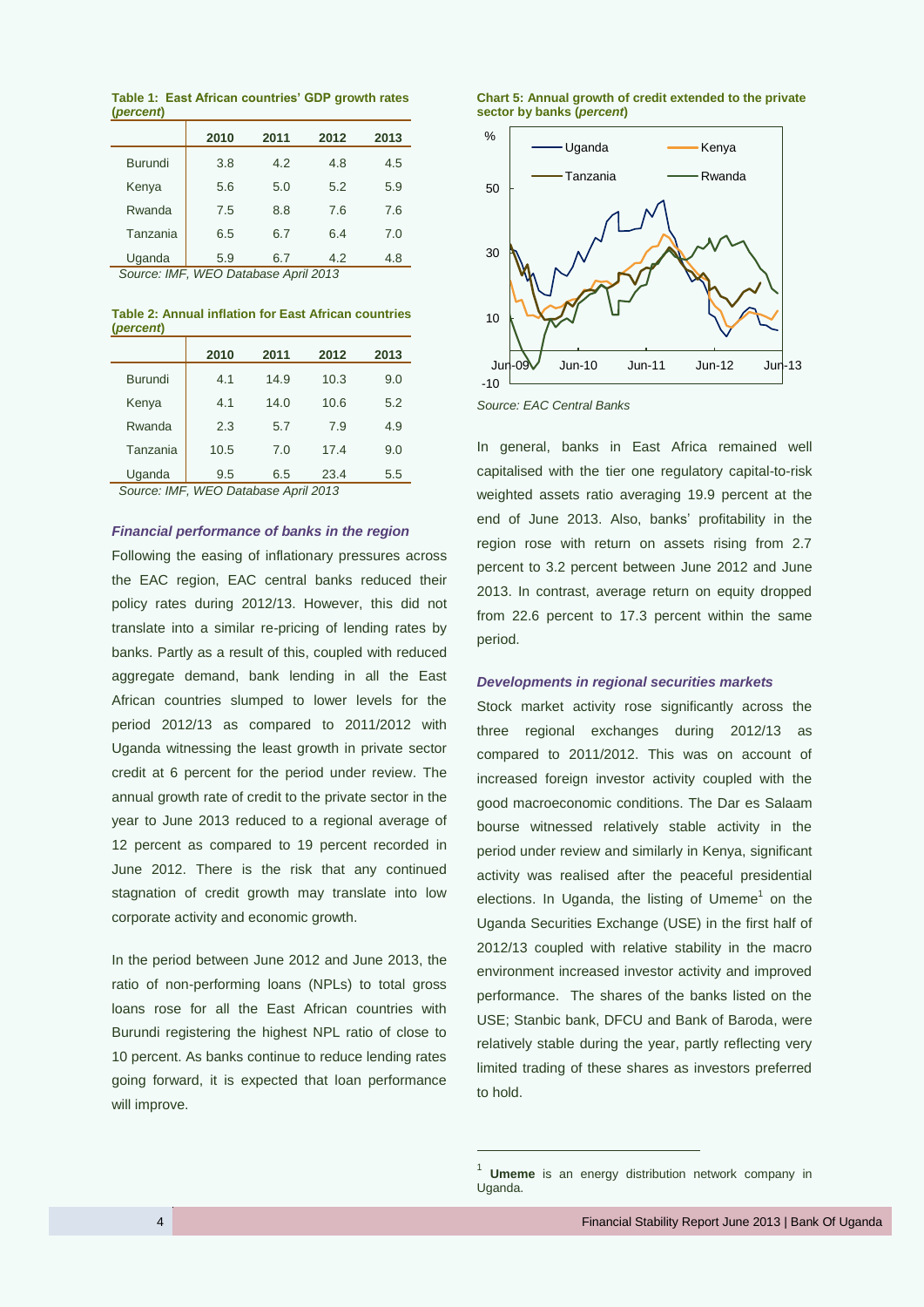**Table 1: East African countries' GDP growth rates (*percent*)**

| | 2010 | 2011 | 2012 | 2013 |
|---|---|---|---|---|
| Burundi | 3.8 | 4.2 | 4.8 | 4.5 |
| Kenya | 5.6 | 5.0 | 5.2 | 5.9 |
| Rwanda | 7.5 | 8.8 | 7.6 | 7.6 |
| Tanzania | 6.5 | 6.7 | 6.4 | 7.0 |
| Uganda | 5.9 | 6.7 | 4.2 | 4.8 |

*Source: IMF, WEO Database April 2013*

**Table 2: Annual inflation for East African countries (*percent*)**

| | 2010 | 2011 | 2012 | 2013 |
|---|---|---|---|---|
| Burundi | 4.1 | 14.9 | 10.3 | 9.0 |
| Kenya | 4.1 | 14.0 | 10.6 | 5.2 |
| Rwanda | 2.3 | 5.7 | 7.9 | 4.9 |
| Tanzania | 10.5 | 7.0 | 17.4 | 9.0 |
| Uganda | 9.5 | 6.5 | 23.4 | 5.5 |

*Source: IMF, WEO Database April 2013*

### *Financial performance of banks in the region*

Following the easing of inflationary pressures across the EAC region, EAC central banks reduced their policy rates during 2012/13. However, this did not translate into a similar re-pricing of lending rates by banks. Partly as a result of this, coupled with reduced aggregate demand, bank lending in all the East African countries slumped to lower levels for the period 2012/13 as compared to 2011/2012 with Uganda witnessing the least growth in private sector credit at 6 percent for the period under review. The annual growth rate of credit to the private sector in the year to June 2013 reduced to a regional average of 12 percent as compared to 19 percent recorded in June 2012. There is the risk that any continued stagnation of credit growth may translate into low corporate activity and economic growth.

In the period between June 2012 and June 2013, the ratio of non-performing loans (NPLs) to total gross loans rose for all the East African countries with Burundi registering the highest NPL ratio of close to 10 percent. As banks continue to reduce lending rates going forward, it is expected that loan performance will improve.

**Chart 5: Annual growth of credit extended to the private sector by banks (*percent*)**

*Source: EAC Central Banks*

In general, banks in East Africa remained well capitalised with the tier one regulatory capital-to-risk weighted assets ratio averaging 19.9 percent at the end of June 2013. Also, banks' profitability in the region rose with return on assets rising from 2.7 percent to 3.2 percent between June 2012 and June 2013. In contrast, average return on equity dropped from 22.6 percent to 17.3 percent within the same period.

### *Developments in regional securities markets*

Stock market activity rose significantly across the three regional exchanges during 2012/13 as compared to 2011/2012. This was on account of increased foreign investor activity coupled with the good macroeconomic conditions. The Dar es Salaam bourse witnessed relatively stable activity in the period under review and similarly in Kenya, significant activity was realised after the peaceful presidential elections. In Uganda, the listing of Umeme[1] on the Uganda Securities Exchange (USE) in the first half of 2012/13 coupled with relative stability in the macro environment increased investor activity and improved performance. The shares of the banks listed on the USE; Stanbic bank, DFCU and Bank of Baroda, were relatively stable during the year, partly reflecting very limited trading of these shares as investors preferred to hold.

[1] **Umeme** is an energy distribution network company in Uganda.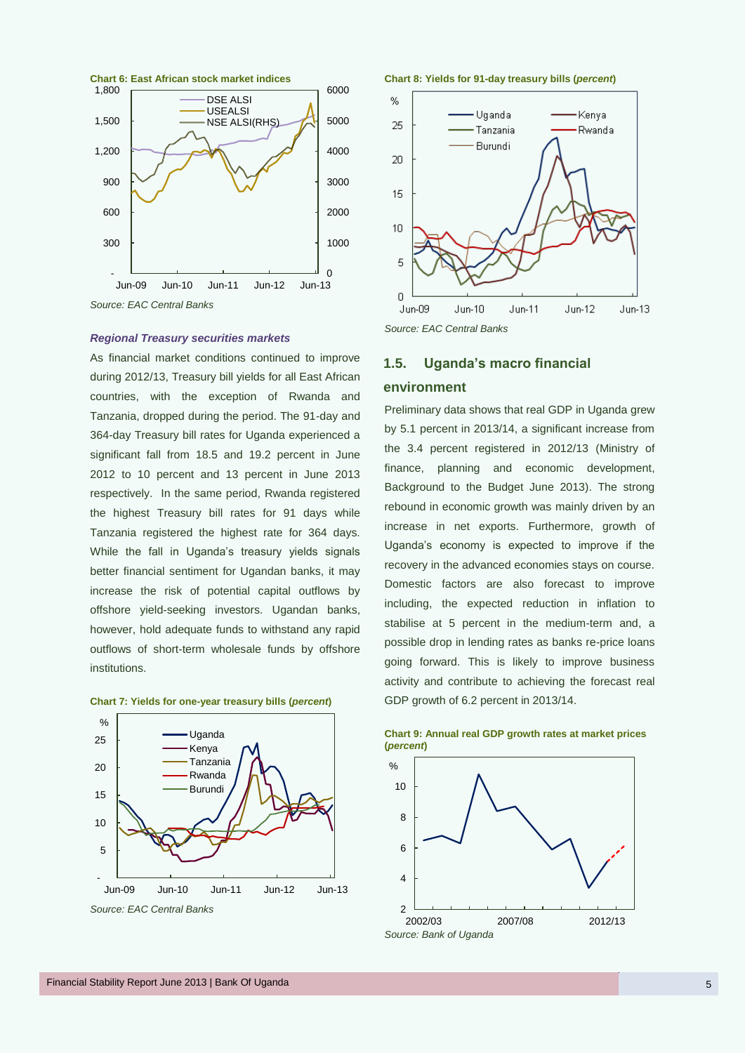**Chart 6: East African stock market indices**

Source: EAC Central Banks

***Regional Treasury securities markets***

As financial market conditions continued to improve during 2012/13, Treasury bill yields for all East African countries, with the exception of Rwanda and Tanzania, dropped during the period. The 91-day and 364-day Treasury bill rates for Uganda experienced a significant fall from 18.5 and 19.2 percent in June 2012 to 10 percent and 13 percent in June 2013 respectively. In the same period, Rwanda registered the highest Treasury bill rates for 91 days while Tanzania registered the highest rate for 364 days. While the fall in Uganda's treasury yields signals better financial sentiment for Ugandan banks, it may increase the risk of potential capital outflows by offshore yield-seeking investors. Ugandan banks, however, hold adequate funds to withstand any rapid outflows of short-term wholesale funds by offshore institutions.

**Chart 7: Yields for one-year treasury bills (*percent*)**

Source: EAC Central Banks

**Chart 8: Yields for 91-day treasury bills (*percent*)**

Source: EAC Central Banks

## 1.5. Uganda's macro financial environment

Preliminary data shows that real GDP in Uganda grew by 5.1 percent in 2013/14, a significant increase from the 3.4 percent registered in 2012/13 (Ministry of finance, planning and economic development, Background to the Budget June 2013). The strong rebound in economic growth was mainly driven by an increase in net exports. Furthermore, growth of Uganda's economy is expected to improve if the recovery in the advanced economies stays on course. Domestic factors are also forecast to improve including, the expected reduction in inflation to stabilise at 5 percent in the medium-term and, a possible drop in lending rates as banks re-price loans going forward. This is likely to improve business activity and contribute to achieving the forecast real GDP growth of 6.2 percent in 2013/14.

**Chart 9: Annual real GDP growth rates at market prices (*percent*)**

Source: Bank of Uganda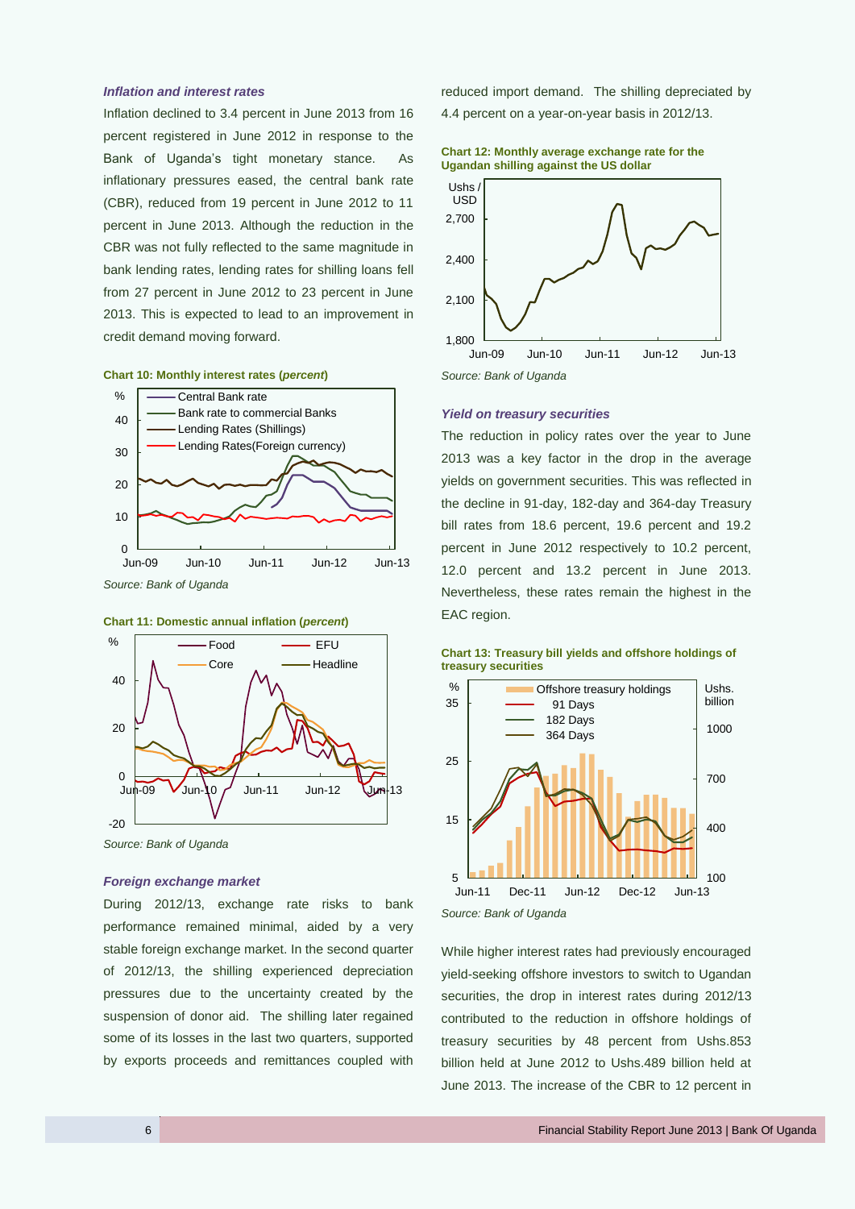### *Inflation and interest rates*

Inflation declined to 3.4 percent in June 2013 from 16 percent registered in June 2012 in response to the Bank of Uganda's tight monetary stance. As inflationary pressures eased, the central bank rate (CBR), reduced from 19 percent in June 2012 to 11 percent in June 2013. Although the reduction in the CBR was not fully reflected to the same magnitude in bank lending rates, lending rates for shilling loans fell from 27 percent in June 2012 to 23 percent in June 2013. This is expected to lead to an improvement in credit demand moving forward.

**Chart 10: Monthly interest rates (*percent*)**

*Source: Bank of Uganda*

**Chart 11: Domestic annual inflation (*percent*)**

*Source: Bank of Uganda*

### *Foreign exchange market*

During 2012/13, exchange rate risks to bank performance remained minimal, aided by a very stable foreign exchange market. In the second quarter of 2012/13, the shilling experienced depreciation pressures due to the uncertainty created by the suspension of donor aid. The shilling later regained some of its losses in the last two quarters, supported by exports proceeds and remittances coupled with reduced import demand. The shilling depreciated by 4.4 percent on a year-on-year basis in 2012/13.

**Chart 12: Monthly average exchange rate for the Ugandan shilling against the US dollar**

*Source: Bank of Uganda*

### *Yield on treasury securities*

The reduction in policy rates over the year to June 2013 was a key factor in the drop in the average yields on government securities. This was reflected in the decline in 91-day, 182-day and 364-day Treasury bill rates from 18.6 percent, 19.6 percent and 19.2 percent in June 2012 respectively to 10.2 percent, 12.0 percent and 13.2 percent in June 2013. Nevertheless, these rates remain the highest in the EAC region.

**Chart 13: Treasury bill yields and offshore holdings of treasury securities**

*Source: Bank of Uganda*

While higher interest rates had previously encouraged yield-seeking offshore investors to switch to Ugandan securities, the drop in interest rates during 2012/13 contributed to the reduction in offshore holdings of treasury securities by 48 percent from Ushs.853 billion held at June 2012 to Ushs.489 billion held at June 2013. The increase of the CBR to 12 percent in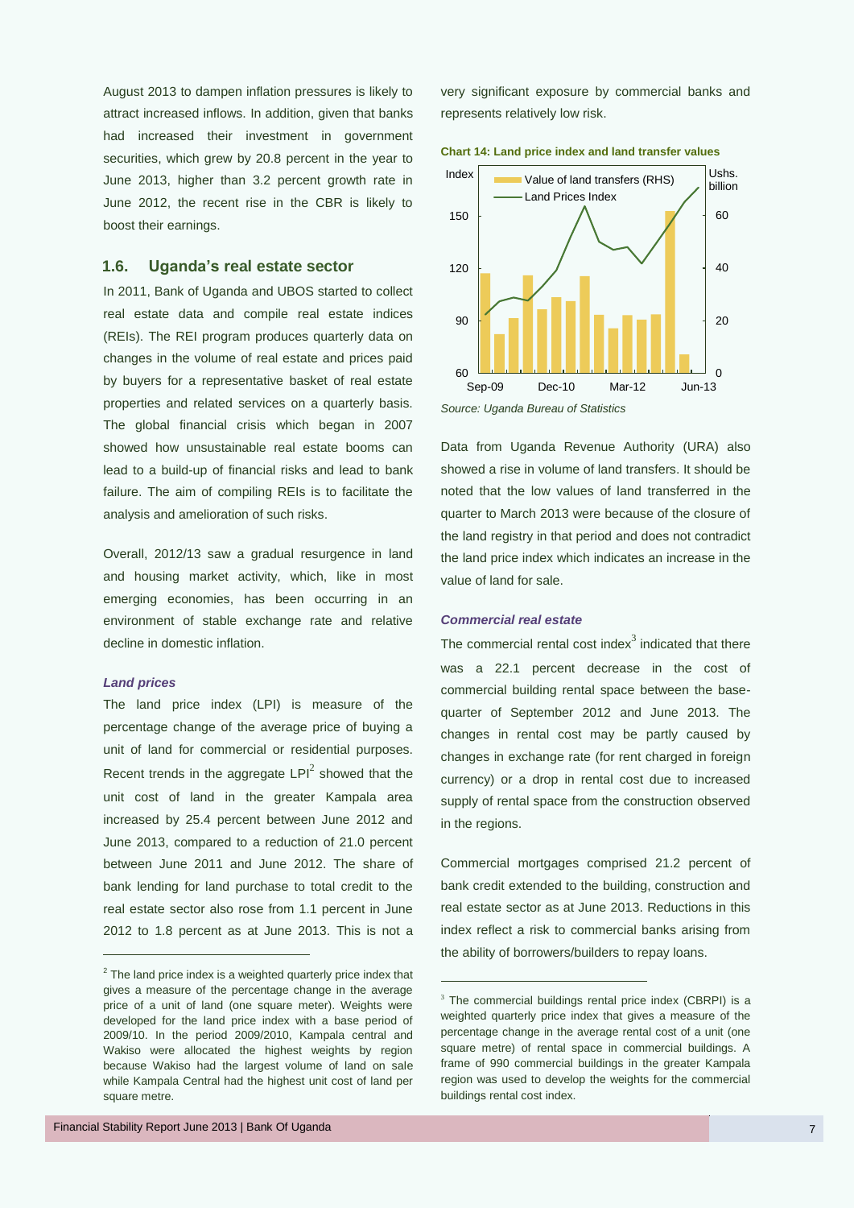August 2013 to dampen inflation pressures is likely to attract increased inflows. In addition, given that banks had increased their investment in government securities, which grew by 20.8 percent in the year to June 2013, higher than 3.2 percent growth rate in June 2012, the recent rise in the CBR is likely to boost their earnings.

## 1.6. Uganda's real estate sector

In 2011, Bank of Uganda and UBOS started to collect real estate data and compile real estate indices (REIs). The REI program produces quarterly data on changes in the volume of real estate and prices paid by buyers for a representative basket of real estate properties and related services on a quarterly basis. The global financial crisis which began in 2007 showed how unsustainable real estate booms can lead to a build-up of financial risks and lead to bank failure. The aim of compiling REIs is to facilitate the analysis and amelioration of such risks.

Overall, 2012/13 saw a gradual resurgence in land and housing market activity, which, like in most emerging economies, has been occurring in an environment of stable exchange rate and relative decline in domestic inflation.

### *Land prices*

The land price index (LPI) is measure of the percentage change of the average price of buying a unit of land for commercial or residential purposes. Recent trends in the aggregate LPI[2] showed that the unit cost of land in the greater Kampala area increased by 25.4 percent between June 2012 and June 2013, compared to a reduction of 21.0 percent between June 2011 and June 2012. The share of bank lending for land purchase to total credit to the real estate sector also rose from 1.1 percent in June 2012 to 1.8 percent as at June 2013. This is not a very significant exposure by commercial banks and represents relatively low risk.

**Chart 14: Land price index and land transfer values**

*Source: Uganda Bureau of Statistics*

Data from Uganda Revenue Authority (URA) also showed a rise in volume of land transfers. It should be noted that the low values of land transferred in the quarter to March 2013 were because of the closure of the land registry in that period and does not contradict the land price index which indicates an increase in the value of land for sale.

### *Commercial real estate*

The commercial rental cost index[3] indicated that there was a 22.1 percent decrease in the cost of commercial building rental space between the base-quarter of September 2012 and June 2013. The changes in rental cost may be partly caused by changes in exchange rate (for rent charged in foreign currency) or a drop in rental cost due to increased supply of rental space from the construction observed in the regions.

Commercial mortgages comprised 21.2 percent of bank credit extended to the building, construction and real estate sector as at June 2013. Reductions in this index reflect a risk to commercial banks arising from the ability of borrowers/builders to repay loans.

---

[2] The land price index is a weighted quarterly price index that gives a measure of the percentage change in the average price of a unit of land (one square meter). Weights were developed for the land price index with a base period of 2009/10. In the period 2009/2010, Kampala central and Wakiso were allocated the highest weights by region because Wakiso had the largest volume of land on sale while Kampala Central had the highest unit cost of land per square metre.

[3] The commercial buildings rental price index (CBRPI) is a weighted quarterly price index that gives a measure of the percentage change in the average rental cost of a unit (one square metre) of rental space in commercial buildings. A frame of 990 commercial buildings in the greater Kampala region was used to develop the weights for the commercial buildings rental cost index.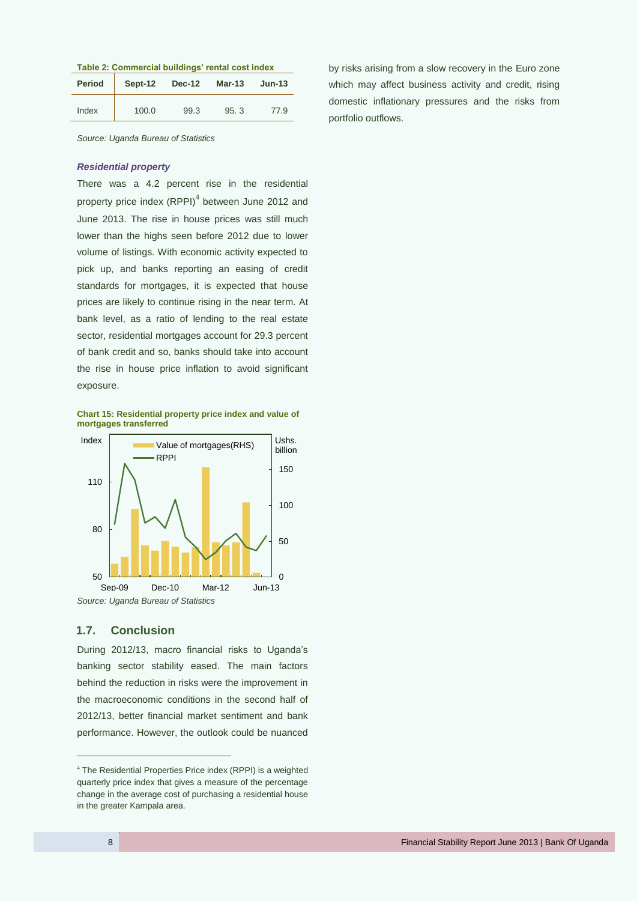**Table 2: Commercial buildings' rental cost index**

| Period | Sept-12 | Dec-12 | Mar-13 | Jun-13 |
|---|---|---|---|---|
| Index | 100.0 | 99.3 | 95. 3 | 77.9 |

*Source: Uganda Bureau of Statistics*

### *Residential property*

There was a 4.2 percent rise in the residential property price index (RPPI)[4] between June 2012 and June 2013. The rise in house prices was still much lower than the highs seen before 2012 due to lower volume of listings. With economic activity expected to pick up, and banks reporting an easing of credit standards for mortgages, it is expected that house prices are likely to continue rising in the near term. At bank level, as a ratio of lending to the real estate sector, residential mortgages account for 29.3 percent of bank credit and so, banks should take into account the rise in house price inflation to avoid significant exposure.

**Chart 15: Residential property price index and value of mortgages transferred**

*Source: Uganda Bureau of Statistics*

## 1.7. Conclusion

During 2012/13, macro financial risks to Uganda's banking sector stability eased. The main factors behind the reduction in risks were the improvement in the macroeconomic conditions in the second half of 2012/13, better financial market sentiment and bank performance. However, the outlook could be nuanced by risks arising from a slow recovery in the Euro zone which may affect business activity and credit, rising domestic inflationary pressures and the risks from portfolio outflows.

[4] The Residential Properties Price index (RPPI) is a weighted quarterly price index that gives a measure of the percentage change in the average cost of purchasing a residential house in the greater Kampala area.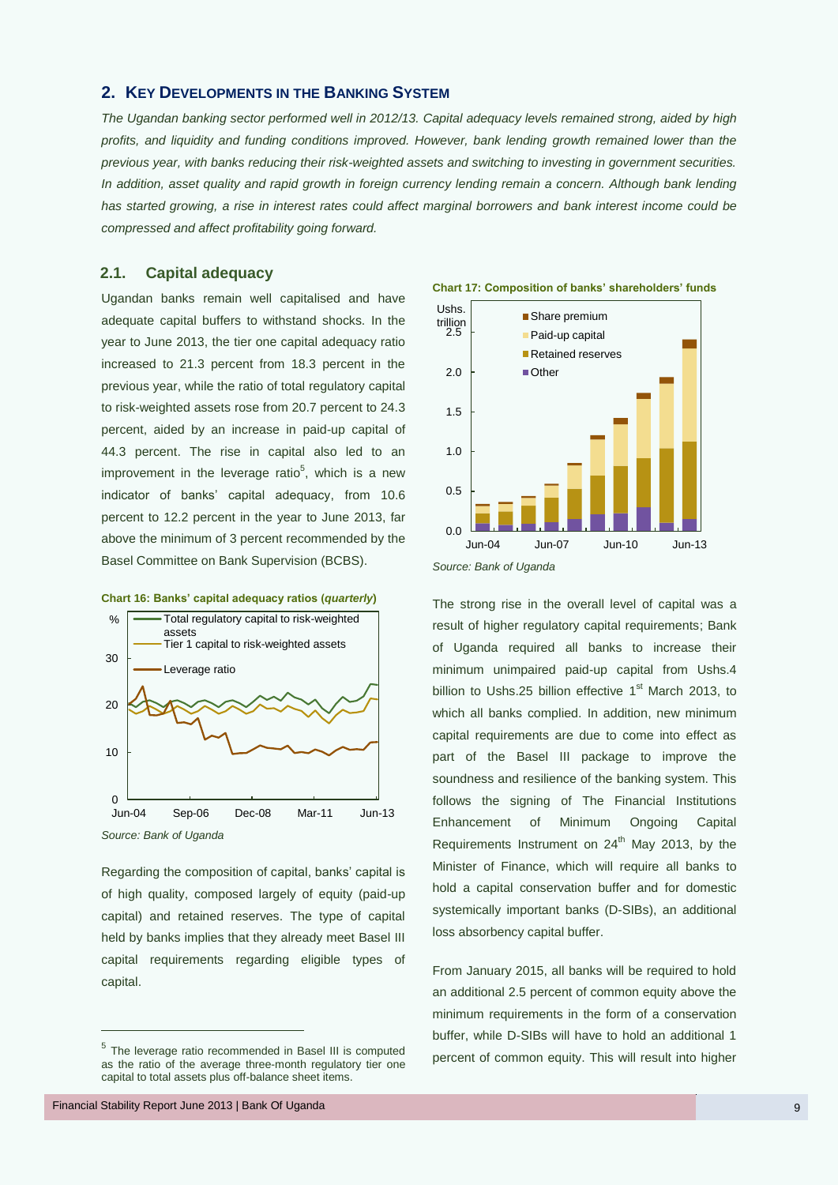## 2. KEY DEVELOPMENTS IN THE BANKING SYSTEM

*The Ugandan banking sector performed well in 2012/13. Capital adequacy levels remained strong, aided by high profits, and liquidity and funding conditions improved. However, bank lending growth remained lower than the previous year, with banks reducing their risk-weighted assets and switching to investing in government securities. In addition, asset quality and rapid growth in foreign currency lending remain a concern. Although bank lending has started growing, a rise in interest rates could affect marginal borrowers and bank interest income could be compressed and affect profitability going forward.*

### 2.1. Capital adequacy

Ugandan banks remain well capitalised and have adequate capital buffers to withstand shocks. In the year to June 2013, the tier one capital adequacy ratio increased to 21.3 percent from 18.3 percent in the previous year, while the ratio of total regulatory capital to risk-weighted assets rose from 20.7 percent to 24.3 percent, aided by an increase in paid-up capital of 44.3 percent. The rise in capital also led to an improvement in the leverage ratio[5], which is a new indicator of banks' capital adequacy, from 10.6 percent to 12.2 percent in the year to June 2013, far above the minimum of 3 percent recommended by the Basel Committee on Banking Supervision (BCBS).

**Chart 16: Banks' capital adequacy ratios (*quarterly*)**

*Source: Bank of Uganda*

Regarding the composition of capital, banks' capital is of high quality, composed largely of equity (paid-up capital) and retained reserves. The type of capital held by banks implies that they already meet Basel III capital requirements regarding eligible types of capital.

**Chart 17: Composition of banks' shareholders' funds**

*Source: Bank of Uganda*

The strong rise in the overall level of capital was a result of higher regulatory capital requirements; Bank of Uganda required all banks to increase their minimum unimpaired paid-up capital from Ushs.4 billion to Ushs.25 billion effective 1st March 2013, to which all banks complied. In addition, new minimum capital requirements are due to come into effect as part of the Basel III package to improve the soundness and resilience of the banking system. This follows the signing of The Financial Institutions Enhancement of Minimum Ongoing Capital Requirements Instrument on 24th May 2013, by the Minister of Finance, which will require all banks to hold a capital conservation buffer and for domestic systemically important banks (D-SIBs), an additional loss absorbency capital buffer.

From January 2015, all banks will be required to hold an additional 2.5 percent of common equity above the minimum requirements in the form of a conservation buffer, while D-SIBs will have to hold an additional 1 percent of common equity. This will result into higher

[5] The leverage ratio recommended in Basel III is computed as the ratio of the average three-month regulatory tier one capital to total assets plus off-balance sheet items.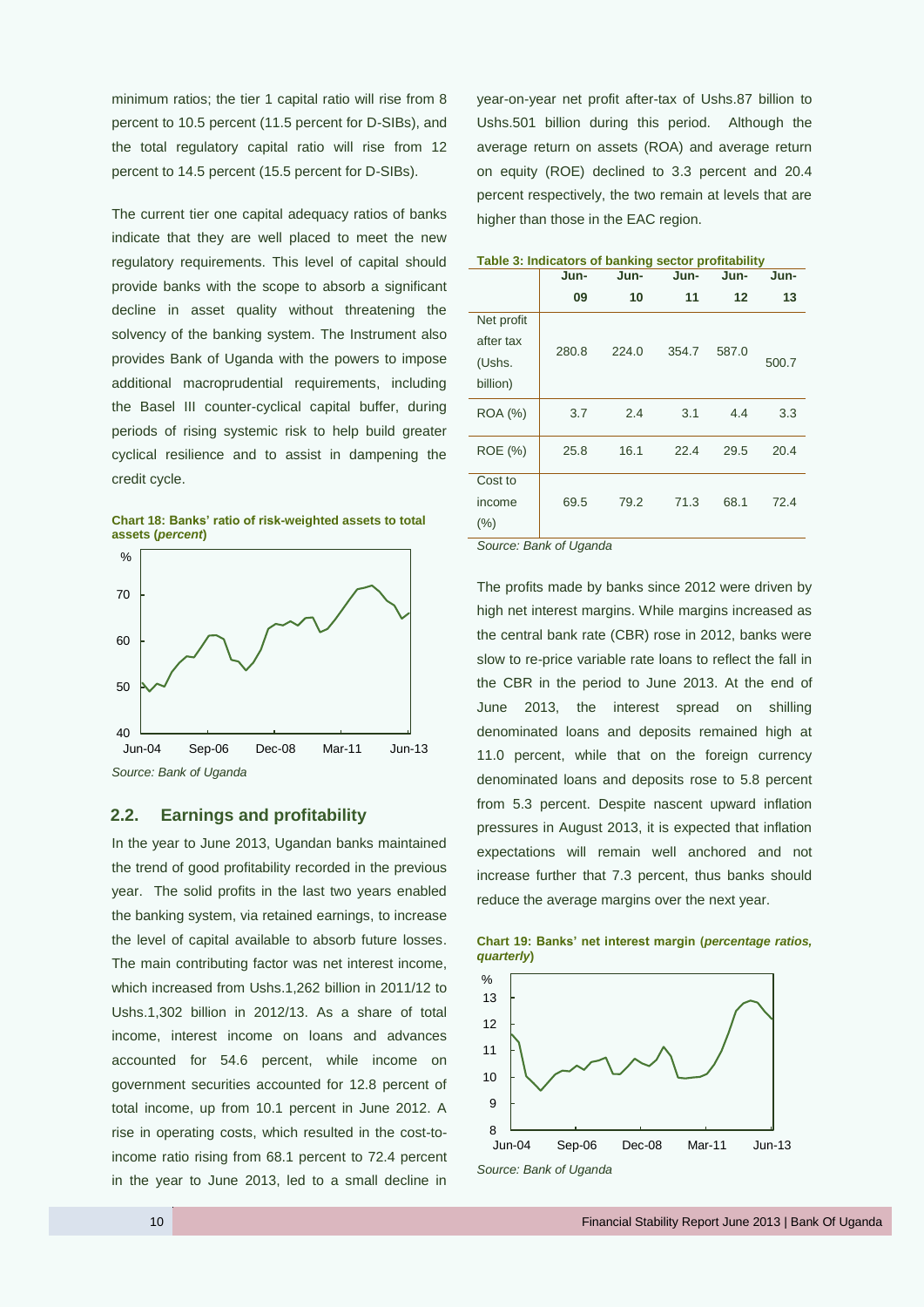minimum ratios; the tier 1 capital ratio will rise from 8 percent to 10.5 percent (11.5 percent for D-SIBs), and the total regulatory capital ratio will rise from 12 percent to 14.5 percent (15.5 percent for D-SIBs).

The current tier one capital adequacy ratios of banks indicate that they are well placed to meet the new regulatory requirements. This level of capital should provide banks with the scope to absorb a significant decline in asset quality without threatening the solvency of the banking system. The Instrument also provides Bank of Uganda with the powers to impose additional macroprudential requirements, including the Basel III counter-cyclical capital buffer, during periods of rising systemic risk to help build greater cyclical resilience and to assist in dampening the credit cycle.

**Chart 18: Banks' ratio of risk-weighted assets to total assets (*percent*)**

*Source: Bank of Uganda*

## 2.2. Earnings and profitability

In the year to June 2013, Ugandan banks maintained the trend of good profitability recorded in the previous year. The solid profits in the last two years enabled the banking system, via retained earnings, to increase the level of capital available to absorb future losses. The main contributing factor was net interest income, which increased from Ushs.1,262 billion in 2011/12 to Ushs.1,302 billion in 2012/13. As a share of total income, interest income on loans and advances accounted for 54.6 percent, while income on government securities accounted for 12.8 percent of total income, up from 10.1 percent in June 2012. A rise in operating costs, which resulted in the cost-to-income ratio rising from 68.1 percent to 72.4 percent in the year to June 2013, led to a small decline in year-on-year net profit after-tax of Ushs.87 billion to Ushs.501 billion during this period. Although the average return on assets (ROA) and average return on equity (ROE) declined to 3.3 percent and 20.4 percent respectively, the two remain at levels that are higher than those in the EAC region.

**Table 3: Indicators of banking sector profitability**

| | Jun-09 | Jun-10 | Jun-11 | Jun-12 | Jun-13 |
|---|---|---|---|---|---|
| Net profit after tax (Ushs. billion) | 280.8 | 224.0 | 354.7 | 587.0 | 500.7 |
| ROA (%) | 3.7 | 2.4 | 3.1 | 4.4 | 3.3 |
| ROE (%) | 25.8 | 16.1 | 22.4 | 29.5 | 20.4 |
| Cost to income (%) | 69.5 | 79.2 | 71.3 | 68.1 | 72.4 |

*Source: Bank of Uganda*

The profits made by banks since 2012 were driven by high net interest margins. While margins increased as the central bank rate (CBR) rose in 2012, banks were slow to re-price variable rate loans to reflect the fall in the CBR in the period to June 2013. At the end of June 2013, the interest spread on shilling denominated loans and deposits remained high at 11.0 percent, while that on the foreign currency denominated loans and deposits rose to 5.8 percent from 5.3 percent. Despite nascent upward inflation pressures in August 2013, it is expected that inflation expectations will remain well anchored and not increase further that 7.3 percent, thus banks should reduce the average margins over the next year.

**Chart 19: Banks' net interest margin (*percentage ratios, quarterly*)**

*Source: Bank of Uganda*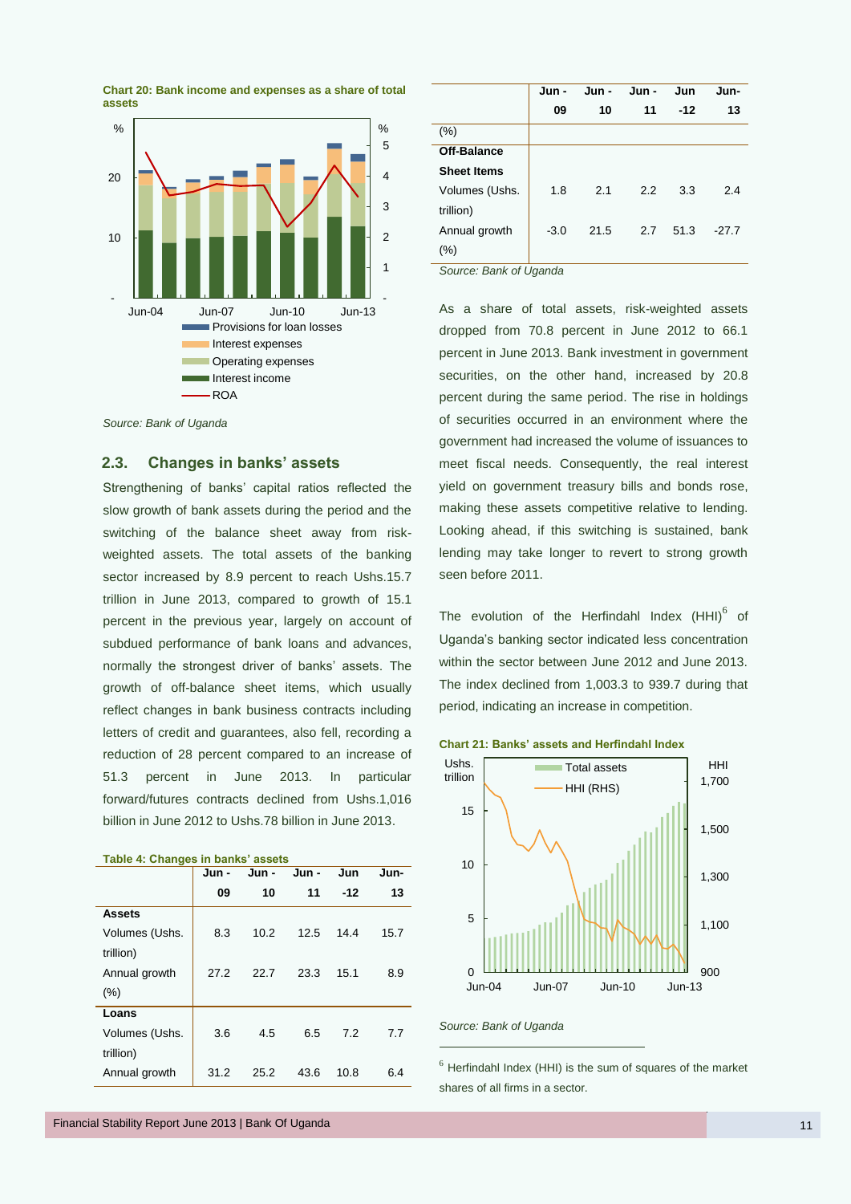**Chart 20: Bank income and expenses as a share of total assets**

Source: Bank of Uganda

## 2.3. Changes in banks' assets

Strengthening of banks' capital ratios reflected the slow growth of bank assets during the period and the switching of the balance sheet away from risk-weighted assets. The total assets of the banking sector increased by 8.9 percent to reach Ushs.15.7 trillion in June 2013, compared to growth of 15.1 percent in the previous year, largely on account of subdued performance of bank loans and advances, normally the strongest driver of banks' assets. The growth of off-balance sheet items, which usually reflect changes in bank business contracts including letters of credit and guarantees, also fell, recording a reduction of 28 percent compared to an increase of 51.3 percent in June 2013. In particular forward/futures contracts declined from Ushs.1,016 billion in June 2012 to Ushs.78 billion in June 2013.

**Table 4: Changes in banks' assets**

| | Jun - 09 | Jun - 10 | Jun - 11 | Jun -12 | Jun- 13 |
|---|---|---|---|---|---|
| **Assets** | | | | | |
| Volumes (Ushs. trillion) | 8.3 | 10.2 | 12.5 | 14.4 | 15.7 |
| Annual growth (%) | 27.2 | 22.7 | 23.3 | 15.1 | 8.9 |
| **Loans** | | | | | |
| Volumes (Ushs. trillion) | 3.6 | 4.5 | 6.5 | 7.2 | 7.7 |
| Annual growth (%) | 31.2 | 25.2 | 43.6 | 10.8 | 6.4 |
| **Off-Balance Sheet Items** | | | | | |
| Volumes (Ushs. trillion) | 1.8 | 2.1 | 2.2 | 3.3 | 2.4 |
| Annual growth (%) | -3.0 | 21.5 | 2.7 | 51.3 | -27.7 |

*Source: Bank of Uganda*

As a share of total assets, risk-weighted assets dropped from 70.8 percent in June 2012 to 66.1 percent in June 2013. Bank investment in government securities, on the other hand, increased by 20.8 percent during the same period. The rise in holdings of securities occurred in an environment where the government had increased the volume of issuances to meet fiscal needs. Consequently, the real interest yield on government treasury bills and bonds rose, making these assets competitive relative to lending. Looking ahead, if this switching is sustained, bank lending may take longer to revert to strong growth seen before 2011.

The evolution of the Herfindahl Index (HHI)[6] of Uganda's banking sector indicated less concentration within the sector between June 2012 and June 2013. The index declined from 1,003.3 to 939.7 during that period, indicating an increase in competition.

**Chart 21: Banks' assets and Herfindahl Index**

*Source: Bank of Uganda*

[6] Herfindahl Index (HHI) is the sum of squares of the market shares of all firms in a sector.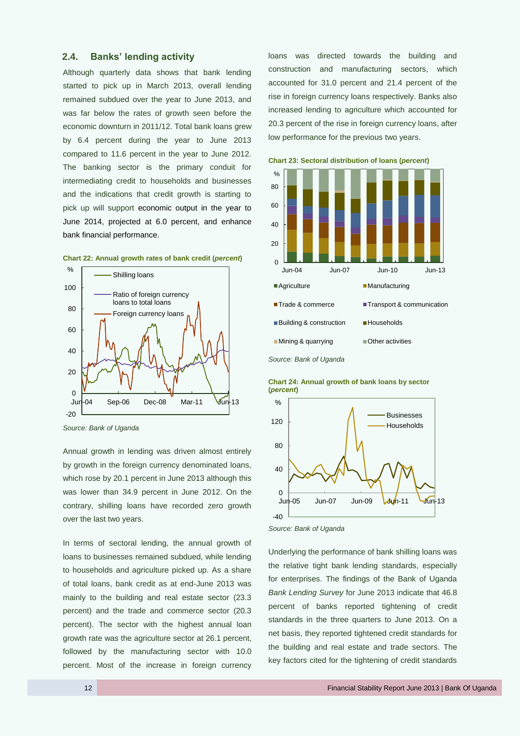## 2.4. Banks' lending activity

Although quarterly data shows that bank lending started to pick up in March 2013, overall lending remained subdued over the year to June 2013, and was far below the rates of growth seen before the economic downturn in 2011/12. Total bank loans grew by 6.4 percent during the year to June 2013 compared to 11.6 percent in the year to June 2012. The banking sector is the primary conduit for intermediating credit to households and businesses and the indications that credit growth is starting to pick up will support economic output in the year to June 2014, projected at 6.0 percent, and enhance bank financial performance.

**Chart 22: Annual growth rates of bank credit (*percent*)**

Source: Bank of Uganda

Annual growth in lending was driven almost entirely by growth in the foreign currency denominated loans, which rose by 20.1 percent in June 2013 although this was lower than 34.9 percent in June 2012. On the contrary, shilling loans have recorded zero growth over the last two years.

In terms of sectoral lending, the annual growth of loans to businesses remained subdued, while lending to households and agriculture picked up. As a share of total loans, bank credit as at end-June 2013 was mainly to the building and real estate sector (23.3 percent) and the trade and commerce sector (20.3 percent). The sector with the highest annual loan growth rate was the agriculture sector at 26.1 percent, followed by the manufacturing sector with 10.0 percent. Most of the increase in foreign currency loans was directed towards the building and construction and manufacturing sectors, which accounted for 31.0 percent and 21.4 percent of the rise in foreign currency loans respectively. Banks also increased lending to agriculture which accounted for 20.3 percent of the rise in foreign currency loans, after low performance for the previous two years.

**Chart 23: Sectoral distribution of loans (*percent*)**

Source: Bank of Uganda

**Chart 24: Annual growth of bank loans by sector (*percent*)**

Source: Bank of Uganda

Underlying the performance of bank shilling loans was the relative tight bank lending standards, especially for enterprises. The findings of the Bank of Uganda *Bank Lending Survey* for June 2013 indicate that 46.8 percent of banks reported tightening of credit standards in the three quarters to June 2013. On a net basis, they reported tightened credit standards for the building and real estate and trade sectors. The key factors cited for the tightening of credit standards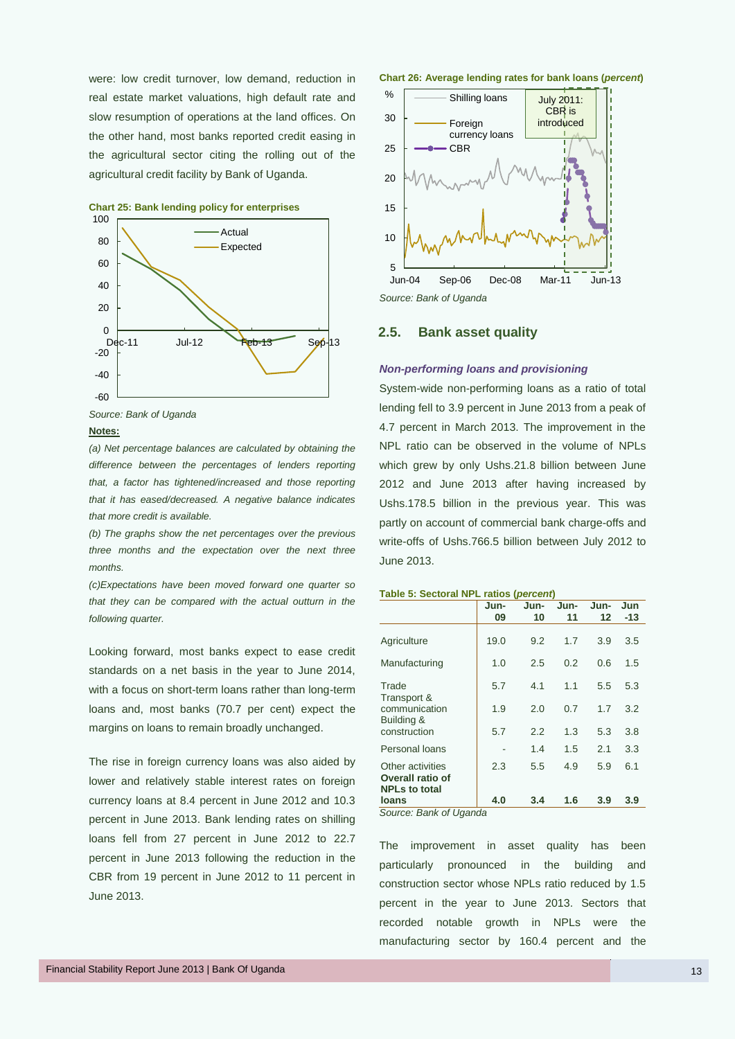were: low credit turnover, low demand, reduction in real estate market valuations, high default rate and slow resumption of operations at the land offices. On the other hand, most banks reported credit easing in the agricultural sector citing the rolling out of the agricultural credit facility by Bank of Uganda.

**Chart 25: Bank lending policy for enterprises**

*Source: Bank of Uganda*

**Notes:**

*(a) Net percentage balances are calculated by obtaining the difference between the percentages of lenders reporting that, a factor has tightened/increased and those reporting that it has eased/decreased. A negative balance indicates that more credit is available.*

*(b) The graphs show the net percentages over the previous three months and the expectation over the next three months.*

*(c)Expectations have been moved forward one quarter so that they can be compared with the actual outturn in the following quarter.*

Looking forward, most banks expect to ease credit standards on a net basis in the year to June 2014, with a focus on short-term loans rather than long-term loans and, most banks (70.7 per cent) expect the margins on loans to remain broadly unchanged.

The rise in foreign currency loans was also aided by lower and relatively stable interest rates on foreign currency loans at 8.4 percent in June 2012 and 10.3 percent in June 2013. Bank lending rates on shilling loans fell from 27 percent in June 2012 to 22.7 percent in June 2013 following the reduction in the CBR from 19 percent in June 2012 to 11 percent in June 2013.

**Chart 26: Average lending rates for bank loans (*percent*)**

*Source: Bank of Uganda*

## 2.5. Bank asset quality

### *Non-performing loans and provisioning*

System-wide non-performing loans as a ratio of total lending fell to 3.9 percent in June 2013 from a peak of 4.7 percent in March 2013. The improvement in the NPL ratio can be observed in the volume of NPLs which grew by only Ushs.21.8 billion between June 2012 and June 2013 after having increased by Ushs.178.5 billion in the previous year. This was partly on account of commercial bank charge-offs and write-offs of Ushs.766.5 billion between July 2012 to June 2013.

**Table 5: Sectoral NPL ratios (*percent*)**

| | Jun-09 | Jun-10 | Jun-11 | Jun-12 | Jun-13 |
|---|---|---|---|---|---|
| Agriculture | 19.0 | 9.2 | 1.7 | 3.9 | 3.5 |
| Manufacturing | 1.0 | 2.5 | 0.2 | 0.6 | 1.5 |
| Trade | 5.7 | 4.1 | 1.1 | 5.5 | 5.3 |
| Transport & communication | 1.9 | 2.0 | 0.7 | 1.7 | 3.2 |
| Building & construction | 5.7 | 2.2 | 1.3 | 5.3 | 3.8 |
| Personal loans | - | 1.4 | 1.5 | 2.1 | 3.3 |
| Other activities | 2.3 | 5.5 | 4.9 | 5.9 | 6.1 |
| **Overall ratio of NPLs to total loans** | **4.0** | **3.4** | **1.6** | **3.9** | **3.9** |

*Source: Bank of Uganda*

The improvement in asset quality has been particularly pronounced in the building and construction sector whose NPLs ratio reduced by 1.5 percent in the year to June 2013. Sectors that recorded notable growth in NPLs were the manufacturing sector by 160.4 percent and the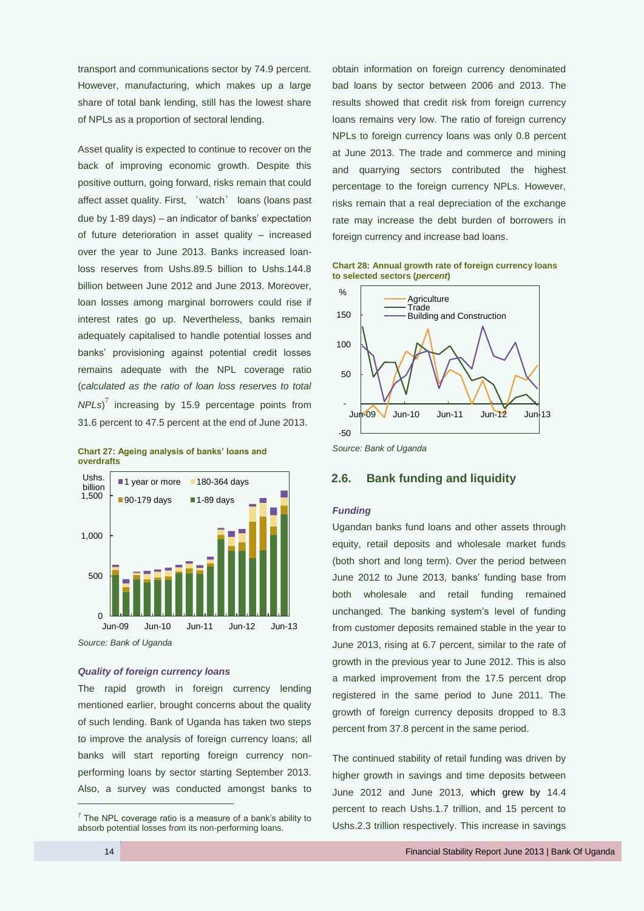transport and communications sector by 74.9 percent. However, manufacturing, which makes up a large share of total bank lending, still has the lowest share of NPLs as a proportion of sectoral lending.

Asset quality is expected to continue to recover on the back of improving economic growth. Despite this positive outturn, going forward, risks remain that could affect asset quality. First, 'watch' loans (loans past due by 1-89 days) – an indicator of banks' expectation of future deterioration in asset quality – increased over the year to June 2013. Banks increased loan-loss reserves from Ushs.89.5 billion to Ushs.144.8 billion between June 2012 and June 2013. Moreover, loan losses among marginal borrowers could rise if interest rates go up. Nevertheless, banks remain adequately capitalised to handle potential losses and banks' provisioning against potential credit losses remains adequate with the NPL coverage ratio (*calculated as the ratio of loan loss reserves to total NPLs*)[7] increasing by 15.9 percentage points from 31.6 percent to 47.5 percent at the end of June 2013.

**Chart 27: Ageing analysis of banks' loans and overdrafts**

*Source: Bank of Uganda*

### *Quality of foreign currency loans*

The rapid growth in foreign currency lending mentioned earlier, brought concerns about the quality of such lending. Bank of Uganda has taken two steps to improve the analysis of foreign currency loans; all banks will start reporting foreign currency non-performing loans by sector starting September 2013. Also, a survey was conducted amongst banks to obtain information on foreign currency denominated bad loans by sector between 2006 and 2013. The results showed that credit risk from foreign currency loans remains very low. The ratio of foreign currency NPLs to foreign currency loans was only 0.8 percent at June 2013. The trade and commerce and mining and quarrying sectors contributed the highest percentage to the foreign currency NPLs. However, risks remain that a real depreciation of the exchange rate may increase the debt burden of borrowers in foreign currency and increase bad loans.

**Chart 28: Annual growth rate of foreign currency loans to selected sectors (*percent*)**

*Source: Bank of Uganda*

## 2.6. Bank funding and liquidity

### *Funding*

Ugandan banks fund loans and other assets through equity, retail deposits and wholesale market funds (both short and long term). Over the period between June 2012 to June 2013, banks' funding base from both wholesale and retail funding remained unchanged. The banking system's level of funding from customer deposits remained stable in the year to June 2013, rising at 6.7 percent, similar to the rate of growth in the previous year to June 2012. This is also a marked improvement from the 17.5 percent drop registered in the same period to June 2011. The growth of foreign currency deposits dropped to 8.3 percent from 37.8 percent in the same period.

The continued stability of retail funding was driven by higher growth in savings and time deposits between June 2012 and June 2013, which grew by 14.4 percent to reach Ushs.1.7 trillion, and 15 percent to Ushs.2.3 trillion respectively. This increase in savings

[7] The NPL coverage ratio is a measure of a bank's ability to absorb potential losses from its non-performing loans.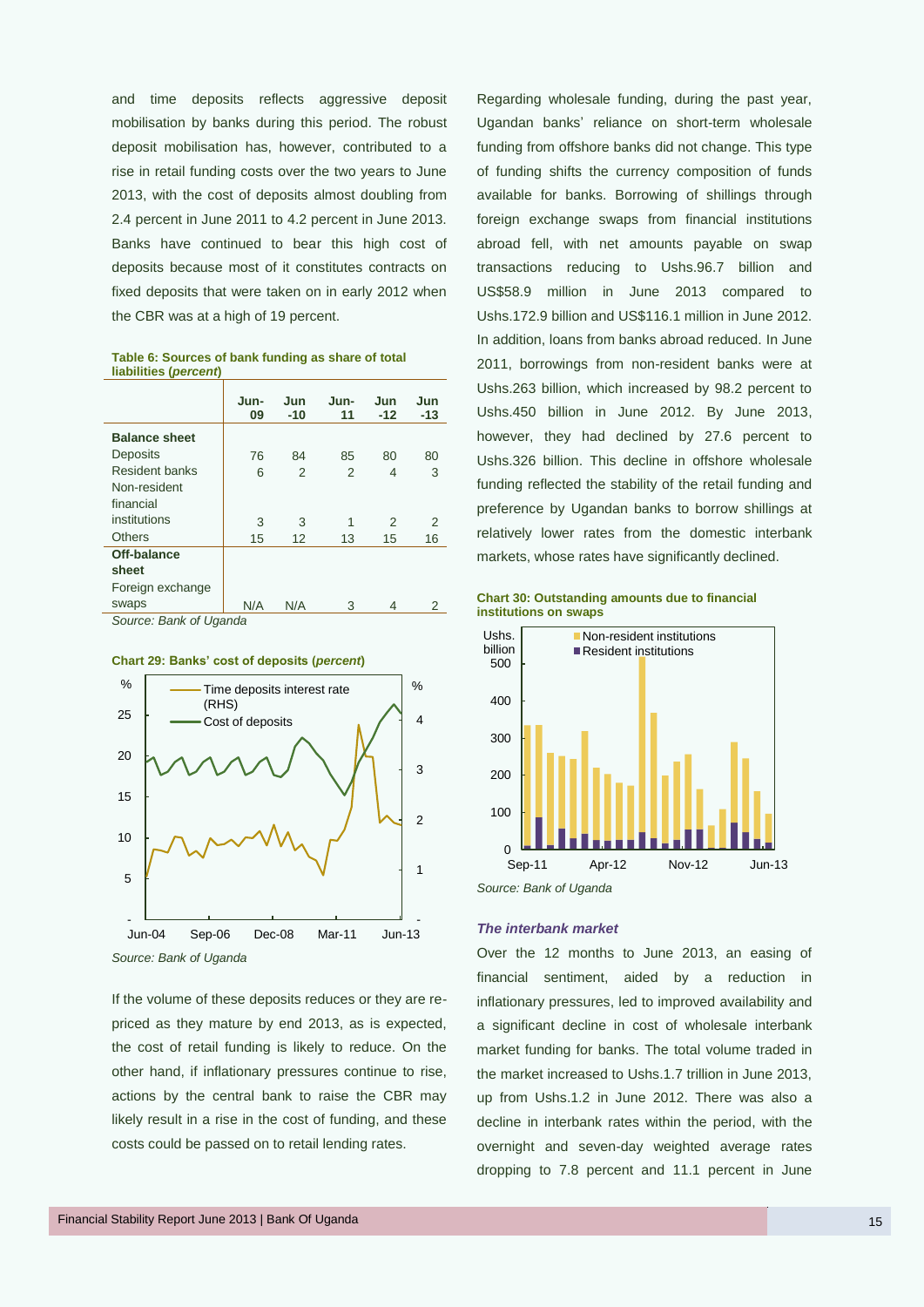and time deposits reflects aggressive deposit mobilisation by banks during this period. The robust deposit mobilisation has, however, contributed to a rise in retail funding costs over the two years to June 2013, with the cost of deposits almost doubling from 2.4 percent in June 2011 to 4.2 percent in June 2013. Banks have continued to bear this high cost of deposits because most of it constitutes contracts on fixed deposits that were taken on in early 2012 when the CBR was at a high of 19 percent.

**Table 6: Sources of bank funding as share of total liabilities (*percent*)**

| | Jun-09 | Jun-10 | Jun-11 | Jun-12 | Jun-13 |
|---|---|---|---|---|---|
| **Balance sheet** | | | | | |
| Deposits | 76 | 84 | 85 | 80 | 80 |
| Resident banks | 6 | 2 | 2 | 4 | 3 |
| Non-resident financial institutions | 3 | 3 | 1 | 2 | 2 |
| Others | 15 | 12 | 13 | 15 | 16 |
| **Off-balance sheet** | | | | | |
| Foreign exchange swaps | N/A | N/A | 3 | 4 | 2 |

*Source: Bank of Uganda*

**Chart 29: Banks' cost of deposits (*percent*)**

*Source: Bank of Uganda*

If the volume of these deposits reduces or they are re-priced as they mature by end 2013, as is expected, the cost of retail funding is likely to reduce. On the other hand, if inflationary pressures continue to rise, actions by the central bank to raise the CBR may likely result in a rise in the cost of funding, and these costs could be passed on to retail lending rates.

Regarding wholesale funding, during the past year, Ugandan banks' reliance on short-term wholesale funding from offshore banks did not change. This type of funding shifts the currency composition of funds available for banks. Borrowing of shillings through foreign exchange swaps from financial institutions abroad fell, with net amounts payable on swap transactions reducing to Ushs.96.7 billion and US$58.9 million in June 2013 compared to Ushs.172.9 billion and US$116.1 million in June 2012. In addition, loans from banks abroad reduced. In June 2011, borrowings from non-resident banks were at Ushs.263 billion, which increased by 98.2 percent to Ushs.450 billion in June 2012. By June 2013, however, they had declined by 27.6 percent to Ushs.326 billion. This decline in offshore wholesale funding reflected the stability of the retail funding and preference by Ugandan banks to borrow shillings at relatively lower rates from the domestic interbank markets, whose rates have significantly declined.

**Chart 30: Outstanding amounts due to financial institutions on swaps**

*Source: Bank of Uganda*

### *The interbank market*

Over the 12 months to June 2013, an easing of financial sentiment, aided by a reduction in inflationary pressures, led to improved availability and a significant decline in cost of wholesale interbank market funding for banks. The total volume traded in the market increased to Ushs.1.7 trillion in June 2013, up from Ushs.1.2 in June 2012. There was also a decline in interbank rates within the period, with the overnight and seven-day weighted average rates dropping to 7.8 percent and 11.1 percent in June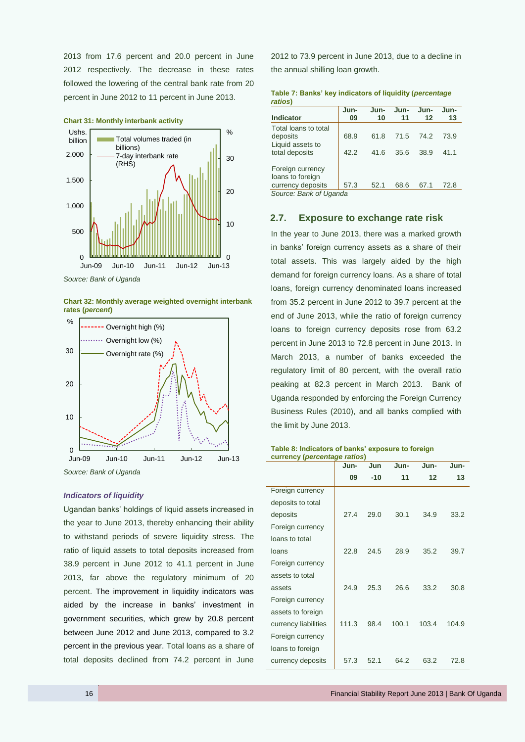2013 from 17.6 percent and 20.0 percent in June 2012 respectively. The decrease in these rates followed the lowering of the central bank rate from 20 percent in June 2012 to 11 percent in June 2013.

**Chart 31: Monthly interbank activity**

Source: Bank of Uganda

**Chart 32: Monthly average weighted overnight interbank rates (*percent*)**

Source: Bank of Uganda

### *Indicators of liquidity*

Ugandan banks' holdings of liquid assets increased in the year to June 2013, thereby enhancing their ability to withstand periods of severe liquidity stress. The ratio of liquid assets to total deposits increased from 38.9 percent in June 2012 to 41.1 percent in June 2013, far above the regulatory minimum of 20 percent. The improvement in liquidity indicators was aided by the increase in banks' investment in government securities, which grew by 20.8 percent between June 2012 and June 2013, compared to 3.2 percent in the previous year. Total loans as a share of total deposits declined from 74.2 percent in June 2012 to 73.9 percent in June 2013, due to a decline in the annual shilling loan growth.

**Table 7: Banks' key indicators of liquidity (*percentage ratios*)**

| Indicator | Jun-09 | Jun-10 | Jun-11 | Jun-12 | Jun-13 |
|---|---|---|---|---|---|
| Total loans to total deposits | 68.9 | 61.8 | 71.5 | 74.2 | 73.9 |
| Liquid assets to total deposits | 42.2 | 41.6 | 35.6 | 38.9 | 41.1 |
| Foreign currency loans to foreign currency deposits | 57.3 | 52.1 | 68.6 | 67.1 | 72.8 |

Source: Bank of Uganda

## 2.7. Exposure to exchange rate risk

In the year to June 2013, there was a marked growth in banks' foreign currency assets as a share of their total assets. This was largely aided by the high demand for foreign currency loans. As a share of total loans, foreign currency denominated loans increased from 35.2 percent in June 2012 to 39.7 percent at the end of June 2013, while the ratio of foreign currency loans to foreign currency deposits rose from 63.2 percent in June 2013 to 72.8 percent in June 2013. In March 2013, a number of banks exceeded the regulatory limit of 80 percent, with the overall ratio peaking at 82.3 percent in March 2013. Bank of Uganda responded by enforcing the Foreign Currency Business Rules (2010), and all banks complied with the limit by June 2013.

**Table 8: Indicators of banks' exposure to foreign currency (*percentage ratios*)**

| | Jun-09 | Jun-10 | Jun-11 | Jun-12 | Jun-13 |
|---|---|---|---|---|---|
| Foreign currency deposits to total deposits | 27.4 | 29.0 | 30.1 | 34.9 | 33.2 |
| Foreign currency loans to total loans | 22.8 | 24.5 | 28.9 | 35.2 | 39.7 |
| Foreign currency assets to total assets | 24.9 | 25.3 | 26.6 | 33.2 | 30.8 |
| Foreign currency assets to foreign currency liabilities | 111.3 | 98.4 | 100.1 | 103.4 | 104.9 |
| Foreign currency loans to foreign currency deposits | 57.3 | 52.1 | 64.2 | 63.2 | 72.8 |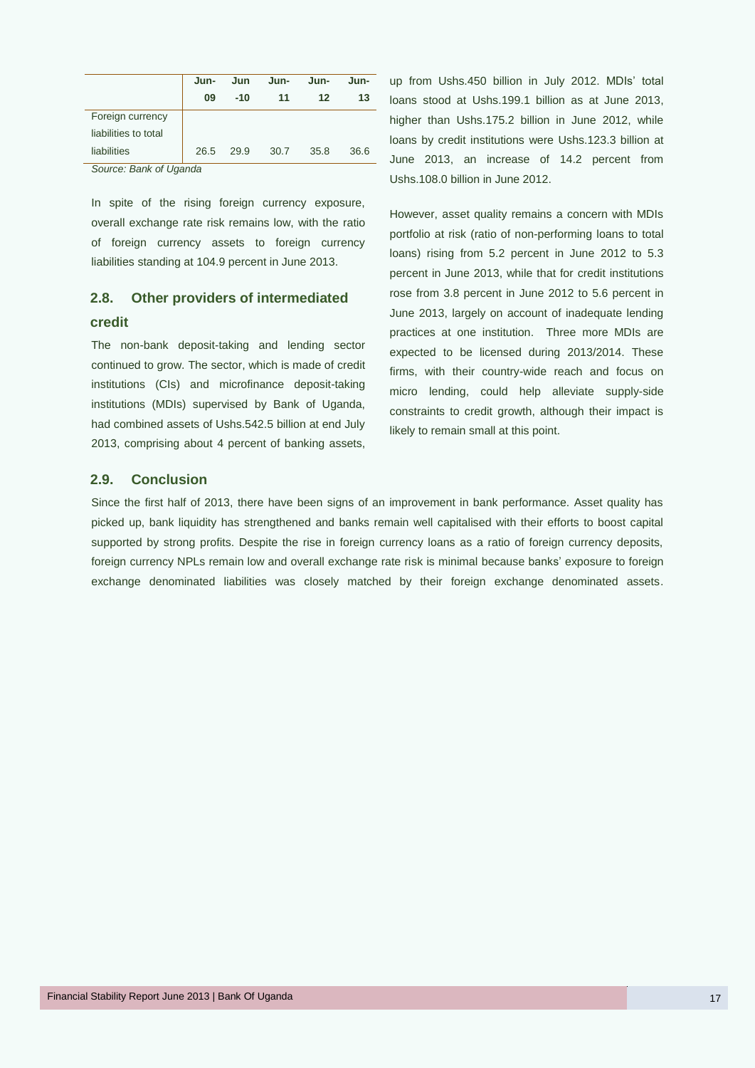| | Jun-09 | Jun-10 | Jun-11 | Jun-12 | Jun-13 |
|---|---|---|---|---|---|
| Foreign currency liabilities to total liabilities | 26.5 | 29.9 | 30.7 | 35.8 | 36.6 |

*Source: Bank of Uganda*

In spite of the rising foreign currency exposure, overall exchange rate risk remains low, with the ratio of foreign currency assets to foreign currency liabilities standing at 104.9 percent in June 2013.

## 2.8. Other providers of intermediated credit

The non-bank deposit-taking and lending sector continued to grow. The sector, which is made of credit institutions (CIs) and microfinance deposit-taking institutions (MDIs) supervised by Bank of Uganda, had combined assets of Ushs.542.5 billion at end July 2013, comprising about 4 percent of banking assets, up from Ushs.450 billion in July 2012. MDIs' total loans stood at Ushs.199.1 billion as at June 2013, higher than Ushs.175.2 billion in June 2012, while loans by credit institutions were Ushs.123.3 billion at June 2013, an increase of 14.2 percent from Ushs.108.0 billion in June 2012.

However, asset quality remains a concern with MDIs portfolio at risk (ratio of non-performing loans to total loans) rising from 5.2 percent in June 2012 to 5.3 percent in June 2013, while that for credit institutions rose from 3.8 percent in June 2012 to 5.6 percent in June 2013, largely on account of inadequate lending practices at one institution. Three more MDIs are expected to be licensed during 2013/2014. These firms, with their country-wide reach and focus on micro lending, could help alleviate supply-side constraints to credit growth, although their impact is likely to remain small at this point.

## 2.9. Conclusion

Since the first half of 2013, there have been signs of an improvement in bank performance. Asset quality has picked up, bank liquidity has strengthened and banks remain well capitalised with their efforts to boost capital supported by strong profits. Despite the rise in foreign currency loans as a ratio of foreign currency deposits, foreign currency NPLs remain low and overall exchange rate risk is minimal because banks' exposure to foreign exchange denominated liabilities was closely matched by their foreign exchange denominated assets.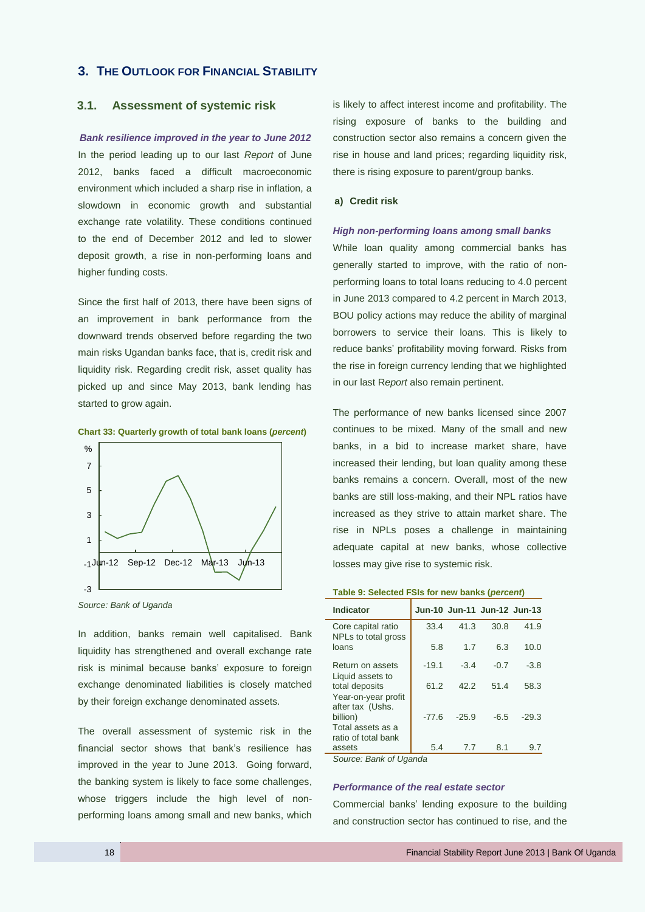## 3. The Outlook for Financial Stability

### 3.1. Assessment of systemic risk

***Bank resilience improved in the year to June 2012***

In the period leading up to our last *Report* of June 2012, banks faced a difficult macroeconomic environment which included a sharp rise in inflation, a slowdown in economic growth and substantial exchange rate volatility. These conditions continued to the end of December 2012 and led to slower deposit growth, a rise in non-performing loans and higher funding costs.

Since the first half of 2013, there have been signs of an improvement in bank performance from the downward trends observed before regarding the two main risks Ugandan banks face, that is, credit risk and liquidity risk. Regarding credit risk, asset quality has picked up and since May 2013, bank lending has started to grow again.

**Chart 33: Quarterly growth of total bank loans (*percent*)**

*Source: Bank of Uganda*

In addition, banks remain well capitalised. Bank liquidity has strengthened and overall exchange rate risk is minimal because banks' exposure to foreign exchange denominated liabilities is closely matched by their foreign exchange denominated assets.

The overall assessment of systemic risk in the financial sector shows that bank's resilience has improved in the year to June 2013. Going forward, the banking system is likely to face some challenges, whose triggers include the high level of non-performing loans among small and new banks, which is likely to affect interest income and profitability. The rising exposure of banks to the building and construction sector also remains a concern given the rise in house and land prices; regarding liquidity risk, there is rising exposure to parent/group banks.

#### a) Credit risk

***High non-performing loans among small banks***

While loan quality among commercial banks has generally started to improve, with the ratio of non-performing loans to total loans reducing to 4.0 percent in June 2013 compared to 4.2 percent in March 2013, BOU policy actions may reduce the ability of marginal borrowers to service their loans. This is likely to reduce banks' profitability moving forward. Risks from the rise in foreign currency lending that we highlighted in our last R*eport* also remain pertinent.

The performance of new banks licensed since 2007 continues to be mixed. Many of the small and new banks, in a bid to increase market share, have increased their lending, but loan quality among these banks remains a concern. Overall, most of the new banks are still loss-making, and their NPL ratios have increased as they strive to attain market share. The rise in NPLs poses a challenge in maintaining adequate capital at new banks, whose collective losses may give rise to systemic risk.

**Table 9: Selected FSIs for new banks (*percent*)**

| Indicator | Jun-10 | Jun-11 | Jun-12 | Jun-13 |
|---|---|---|---|---|
| Core capital ratio | 33.4 | 41.3 | 30.8 | 41.9 |
| NPLs to total gross loans | 5.8 | 1.7 | 6.3 | 10.0 |
| Return on assets | -19.1 | -3.4 | -0.7 | -3.8 |
| Liquid assets to total deposits | 61.2 | 42.2 | 51.4 | 58.3 |
| Year-on-year profit after tax (Ushs. billion) | -77.6 | -25.9 | -6.5 | -29.3 |
| Total assets as a ratio of total bank assets | 5.4 | 7.7 | 8.1 | 9.7 |

*Source: Bank of Uganda*

***Performance of the real estate sector***

Commercial banks' lending exposure to the building and construction sector has continued to rise, and the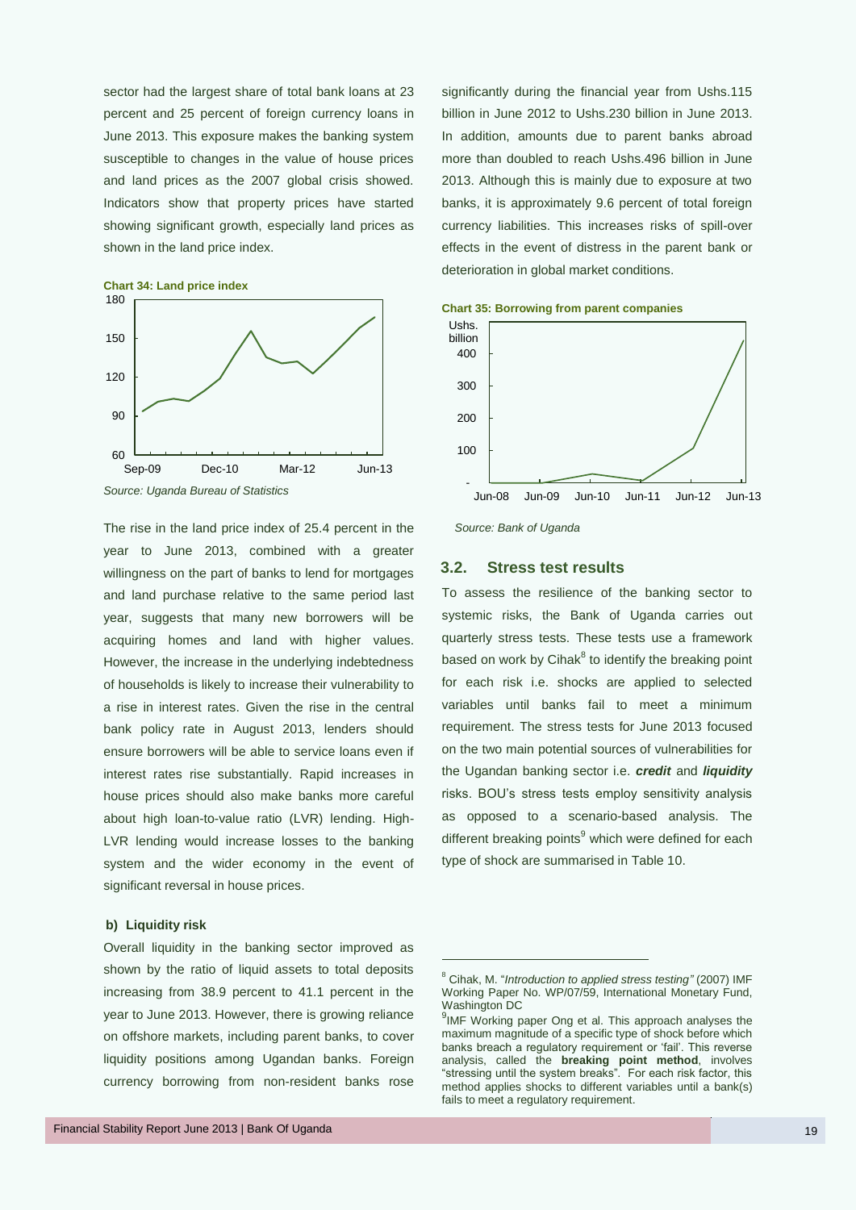sector had the largest share of total bank loans at 23 percent and 25 percent of foreign currency loans in June 2013. This exposure makes the banking system susceptible to changes in the value of house prices and land prices as the 2007 global crisis showed. Indicators show that property prices have started showing significant growth, especially land prices as shown in the land price index.

**Chart 34: Land price index**

*Source: Uganda Bureau of Statistics*

The rise in the land price index of 25.4 percent in the year to June 2013, combined with a greater willingness on the part of banks to lend for mortgages and land purchase relative to the same period last year, suggests that many new borrowers will be acquiring homes and land with higher values. However, the increase in the underlying indebtedness of households is likely to increase their vulnerability to a rise in interest rates. Given the rise in the central bank policy rate in August 2013, lenders should ensure borrowers will be able to service loans even if interest rates rise substantially. Rapid increases in house prices should also make banks more careful about high loan-to-value ratio (LVR) lending. High-LVR lending would increase losses to the banking system and the wider economy in the event of significant reversal in house prices.

**b) Liquidity risk**

Overall liquidity in the banking sector improved as shown by the ratio of liquid assets to total deposits increasing from 38.9 percent to 41.1 percent in the year to June 2013. However, there is growing reliance on offshore markets, including parent banks, to cover liquidity positions among Ugandan banks. Foreign currency borrowing from non-resident banks rose significantly during the financial year from Ushs.115 billion in June 2012 to Ushs.230 billion in June 2013. In addition, amounts due to parent banks abroad more than doubled to reach Ushs.496 billion in June 2013. Although this is mainly due to exposure at two banks, it is approximately 9.6 percent of total foreign currency liabilities. This increases risks of spill-over effects in the event of distress in the parent bank or deterioration in global market conditions.

**Chart 35: Borrowing from parent companies**

*Source: Bank of Uganda*

## 3.2. Stress test results

To assess the resilience of the banking sector to systemic risks, the Bank of Uganda carries out quarterly stress tests. These tests use a framework based on work by Cihak[8] to identify the breaking point for each risk i.e. shocks are applied to selected variables until banks fail to meet a minimum requirement. The stress tests for June 2013 focused on the two main potential sources of vulnerabilities for the Ugandan banking sector i.e. ***credit*** and ***liquidity*** risks. BOU's stress tests employ sensitivity analysis as opposed to a scenario-based analysis. The different breaking points[9] which were defined for each type of shock are summarised in Table 10.

[8] Cihak, M. "*Introduction to applied stress testing"* (2007) IMF Working Paper No. WP/07/59, International Monetary Fund, Washington DC

[9] IMF Working paper Ong et al. This approach analyses the maximum magnitude of a specific type of shock before which banks breach a regulatory requirement or 'fail'. This reverse analysis, called the **breaking point method**, involves "stressing until the system breaks". For each risk factor, this method applies shocks to different variables until a bank(s) fails to meet a regulatory requirement.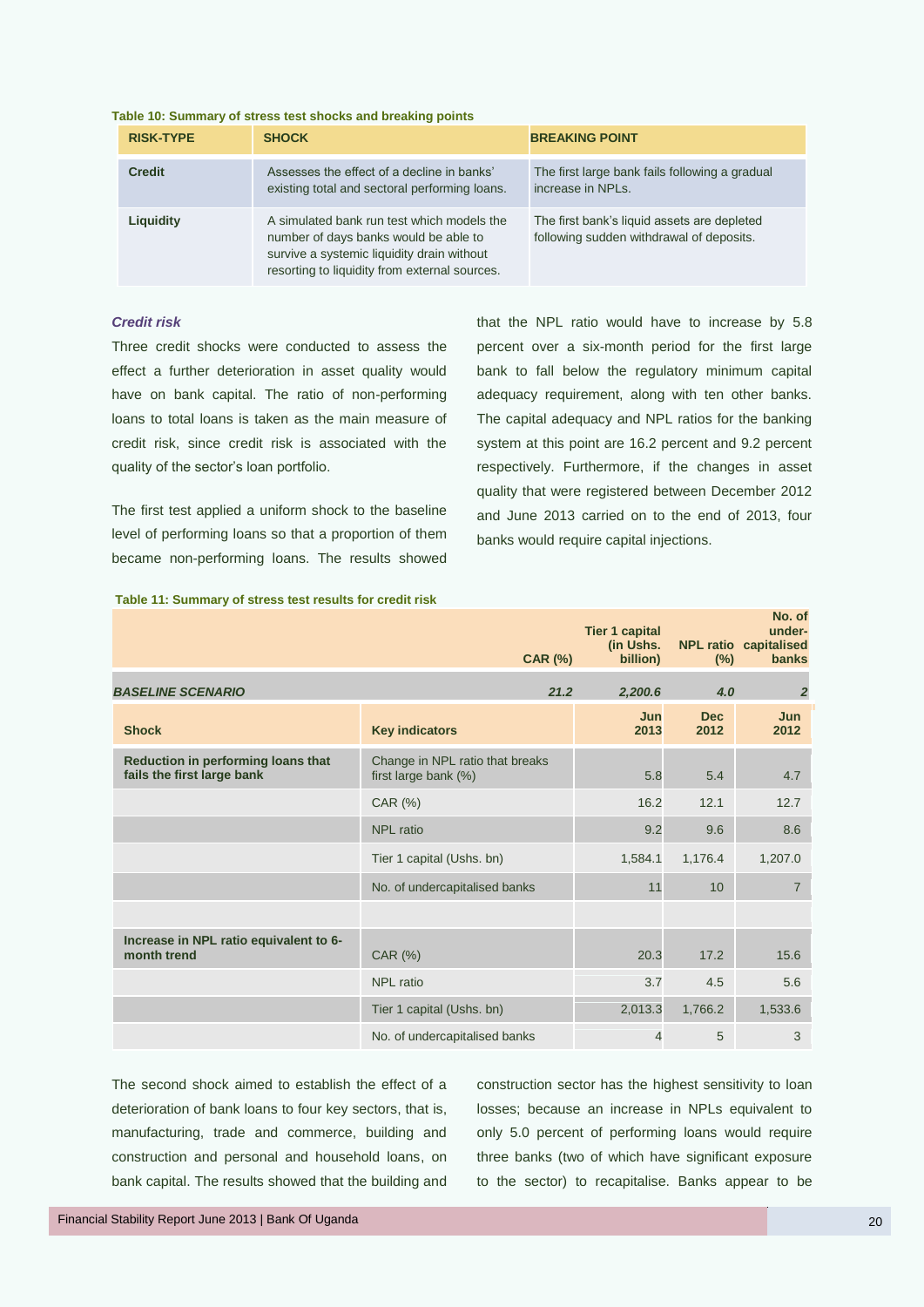**Table 10: Summary of stress test shocks and breaking points**

| RISK-TYPE | SHOCK | BREAKING POINT |
|---|---|---|
| **Credit** | Assesses the effect of a decline in banks' existing total and sectoral performing loans. | The first large bank fails following a gradual increase in NPLs. |
| **Liquidity** | A simulated bank run test which models the number of days banks would be able to survive a systemic liquidity drain without resorting to liquidity from external sources. | The first bank's liquid assets are depleted following sudden withdrawal of deposits. |

### *Credit risk*

Three credit shocks were conducted to assess the effect a further deterioration in asset quality would have on bank capital. The ratio of non-performing loans to total loans is taken as the main measure of credit risk, since credit risk is associated with the quality of the sector's loan portfolio.

The first test applied a uniform shock to the baseline level of performing loans so that a proportion of them became non-performing loans. The results showed that the NPL ratio would have to increase by 5.8 percent over a six-month period for the first large bank to fall below the regulatory minimum capital adequacy requirement, along with ten other banks. The capital adequacy and NPL ratios for the banking system at this point are 16.2 percent and 9.2 percent respectively. Furthermore, if the changes in asset quality that were registered between December 2012 and June 2013 carried on to the end of 2013, four banks would require capital injections.

**Table 11: Summary of stress test results for credit risk**

| | | CAR (%) | Tier 1 capital (in Ushs. billion) | NPL ratio (%) | No. of under-capitalised banks |
|---|---|---|---|---|---|
| ***BASELINE SCENARIO*** | | ***21.2*** | ***2,200.6*** | ***4.0*** | ***2*** |
| **Shock** | **Key indicators** | | **Jun 2013** | **Dec 2012** | **Jun 2012** |
| **Reduction in performing loans that fails the first large bank** | Change in NPL ratio that breaks first large bank (%) | | 5.8 | 5.4 | 4.7 |
| | CAR (%) | | 16.2 | 12.1 | 12.7 |
| | NPL ratio | | 9.2 | 9.6 | 8.6 |
| | Tier 1 capital (Ushs. bn) | | 1,584.1 | 1,176.4 | 1,207.0 |
| | No. of undercapitalised banks | | 11 | 10 | 7 |
| | | | | | |
| **Increase in NPL ratio equivalent to 6-month trend** | CAR (%) | | 20.3 | 17.2 | 15.6 |
| | NPL ratio | | 3.7 | 4.5 | 5.6 |
| | Tier 1 capital (Ushs. bn) | | 2,013.3 | 1,766.2 | 1,533.6 |
| | No. of undercapitalised banks | | 4 | 5 | 3 |

The second shock aimed to establish the effect of a deterioration of bank loans to four key sectors, that is, manufacturing, trade and commerce, building and construction and personal and household loans, on bank capital. The results showed that the building and construction sector has the highest sensitivity to loan losses; because an increase in NPLs equivalent to only 5.0 percent of performing loans would require three banks (two of which have significant exposure to the sector) to recapitalise. Banks appear to be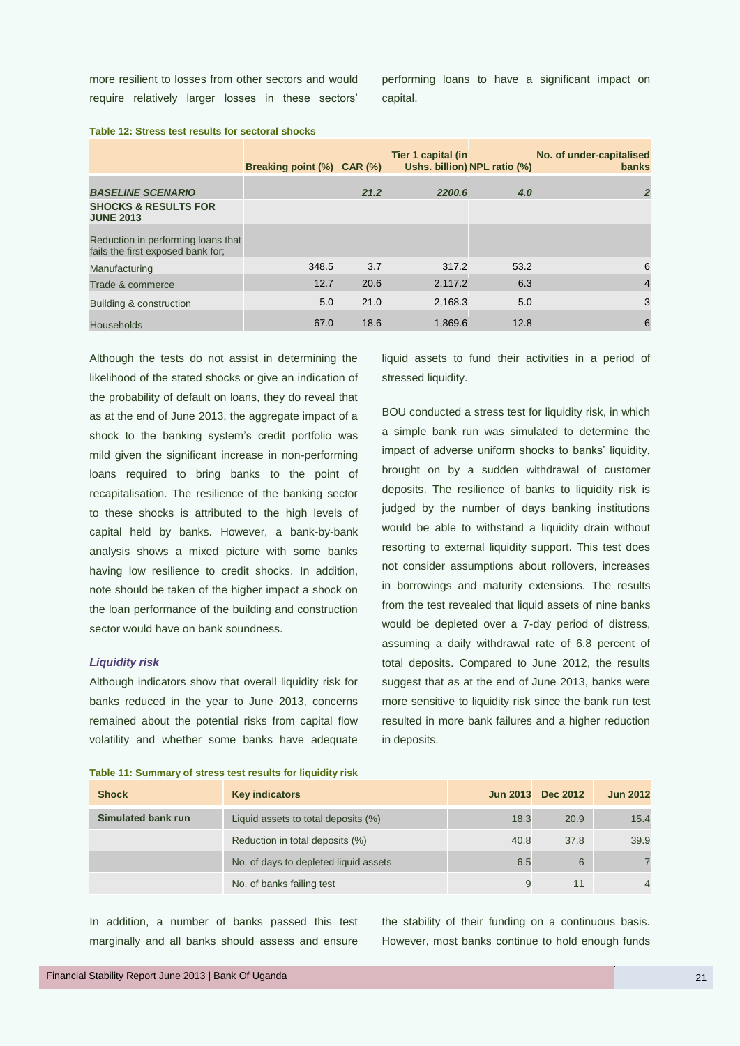more resilient to losses from other sectors and would require relatively larger losses in these sectors' performing loans to have a significant impact on capital.

**Table 12: Stress test results for sectoral shocks**

| | Breaking point (%) | CAR (%) | Tier 1 capital (in Ushs. billion) | NPL ratio (%) | No. of under-capitalised banks |
|---|---|---|---|---|---|
| ***BASELINE SCENARIO*** | | ***21.2*** | ***2200.6*** | ***4.0*** | ***2*** |
| **SHOCKS & RESULTS FOR JUNE 2013** | | | | | |
| Reduction in performing loans that fails the first exposed bank for; | | | | | |
| Manufacturing | 348.5 | 3.7 | 317.2 | 53.2 | 6 |
| Trade & commerce | 12.7 | 20.6 | 2,117.2 | 6.3 | 4 |
| Building & construction | 5.0 | 21.0 | 2,168.3 | 5.0 | 3 |
| Households | 67.0 | 18.6 | 1,869.6 | 12.8 | 6 |

Although the tests do not assist in determining the likelihood of the stated shocks or give an indication of the probability of default on loans, they do reveal that as at the end of June 2013, the aggregate impact of a shock to the banking system's credit portfolio was mild given the significant increase in non-performing loans required to bring banks to the point of recapitalisation. The resilience of the banking sector to these shocks is attributed to the high levels of capital held by banks. However, a bank-by-bank analysis shows a mixed picture with some banks having low resilience to credit shocks. In addition, note should be taken of the higher impact a shock on the loan performance of the building and construction sector would have on bank soundness.

### *Liquidity risk*

Although indicators show that overall liquidity risk for banks reduced in the year to June 2013, concerns remained about the potential risks from capital flow volatility and whether some banks have adequate liquid assets to fund their activities in a period of stressed liquidity.

BOU conducted a stress test for liquidity risk, in which a simple bank run was simulated to determine the impact of adverse uniform shocks to banks' liquidity, brought on by a sudden withdrawal of customer deposits. The resilience of banks to liquidity risk is judged by the number of days banking institutions would be able to withstand a liquidity drain without resorting to external liquidity support. This test does not consider assumptions about rollovers, increases in borrowings and maturity extensions. The results from the test revealed that liquid assets of nine banks would be depleted over a 7-day period of distress, assuming a daily withdrawal rate of 6.8 percent of total deposits. Compared to June 2012, the results suggest that as at the end of June 2013, banks were more sensitive to liquidity risk since the bank run test resulted in more bank failures and a higher reduction in deposits.

**Table 11: Summary of stress test results for liquidity risk**

| Shock | Key indicators | Jun 2013 | Dec 2012 | Jun 2012 |
|---|---|---|---|---|
| **Simulated bank run** | Liquid assets to total deposits (%) | 18.3 | 20.9 | 15.4 |
| | Reduction in total deposits (%) | 40.8 | 37.8 | 39.9 |
| | No. of days to depleted liquid assets | 6.5 | 6 | 7 |
| | No. of banks failing test | 9 | 11 | 4 |

In addition, a number of banks passed this test marginally and all banks should assess and ensure the stability of their funding on a continuous basis. However, most banks continue to hold enough funds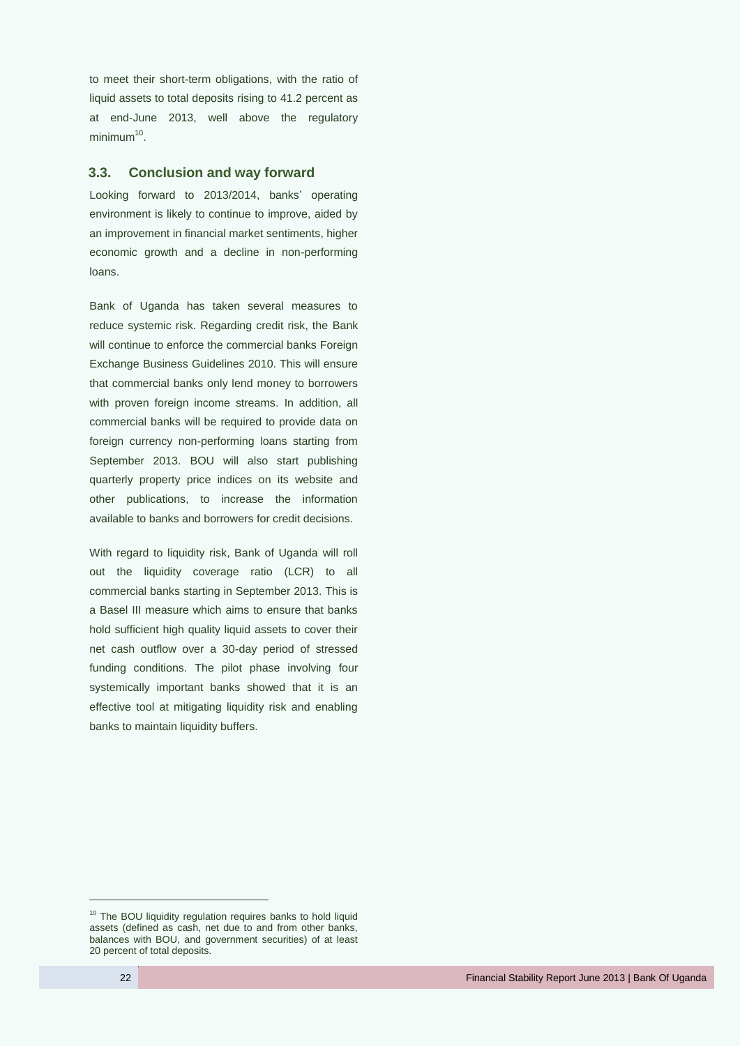to meet their short-term obligations, with the ratio of liquid assets to total deposits rising to 41.2 percent as at end-June 2013, well above the regulatory minimum[10].

### 3.3. Conclusion and way forward

Looking forward to 2013/2014, banks' operating environment is likely to continue to improve, aided by an improvement in financial market sentiments, higher economic growth and a decline in non-performing loans.

Bank of Uganda has taken several measures to reduce systemic risk. Regarding credit risk, the Bank will continue to enforce the commercial banks Foreign Exchange Business Guidelines 2010. This will ensure that commercial banks only lend money to borrowers with proven foreign income streams. In addition, all commercial banks will be required to provide data on foreign currency non-performing loans starting from September 2013. BOU will also start publishing quarterly property price indices on its website and other publications, to increase the information available to banks and borrowers for credit decisions.

With regard to liquidity risk, Bank of Uganda will roll out the liquidity coverage ratio (LCR) to all commercial banks starting in September 2013. This is a Basel III measure which aims to ensure that banks hold sufficient high quality liquid assets to cover their net cash outflow over a 30-day period of stressed funding conditions. The pilot phase involving four systemically important banks showed that it is an effective tool at mitigating liquidity risk and enabling banks to maintain liquidity buffers.

---

[10] The BOU liquidity regulation requires banks to hold liquid assets (defined as cash, net due to and from other banks, balances with BOU, and government securities) of at least 20 percent of total deposits.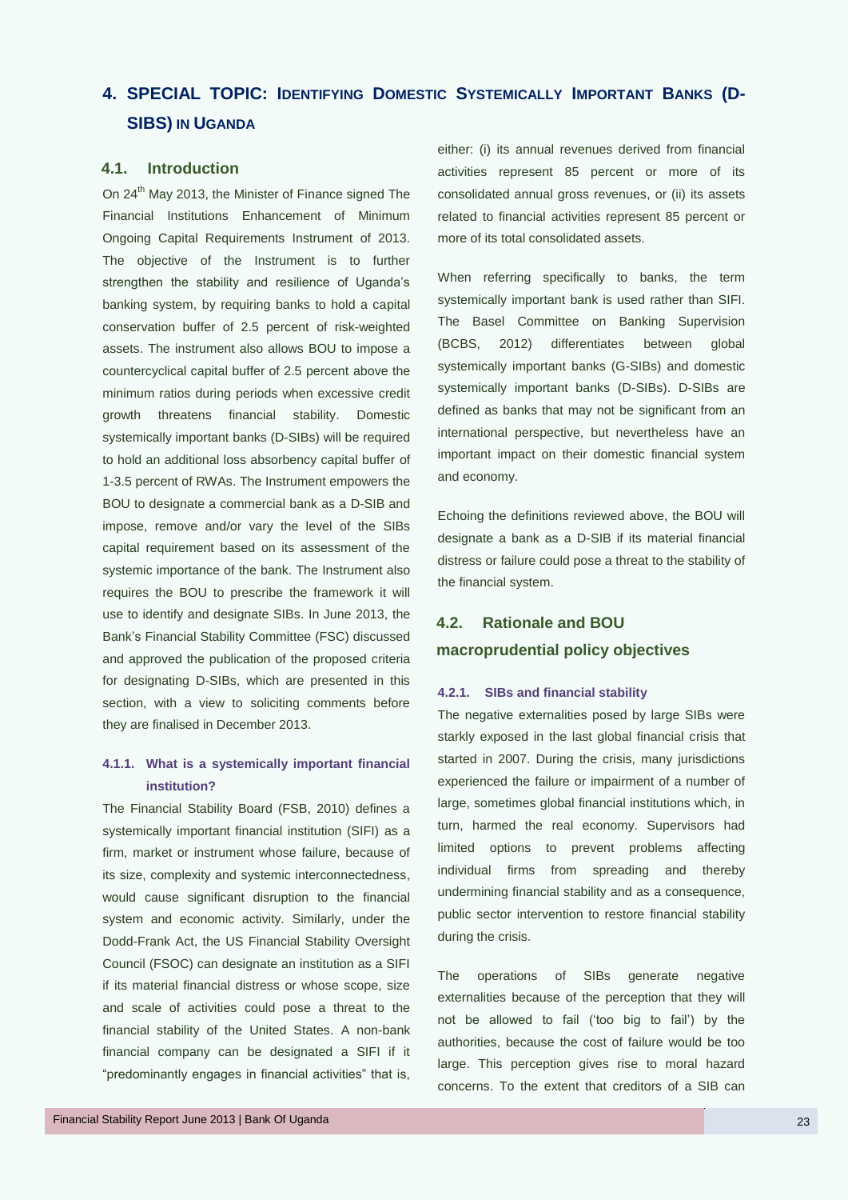# 4. SPECIAL TOPIC: IDENTIFYING DOMESTIC SYSTEMICALLY IMPORTANT BANKS (D-SIBS) IN UGANDA

## 4.1. Introduction

On 24th May 2013, the Minister of Finance signed The Financial Institutions Enhancement of Minimum Ongoing Capital Requirements Instrument of 2013. The objective of the Instrument is to further strengthen the stability and resilience of Uganda's banking system, by requiring banks to hold a capital conservation buffer of 2.5 percent of risk-weighted assets. The instrument also allows BOU to impose a countercyclical capital buffer of 2.5 percent above the minimum ratios during periods when excessive credit growth threatens financial stability. Domestic systemically important banks (D-SIBs) will be required to hold an additional loss absorbency capital buffer of 1-3.5 percent of RWAs. The Instrument empowers the BOU to designate a commercial bank as a D-SIB and impose, remove and/or vary the level of the SIBs capital requirement based on its assessment of the systemic importance of the bank. The Instrument also requires the BOU to prescribe the framework it will use to identify and designate SIBs. In June 2013, the Bank's Financial Stability Committee (FSC) discussed and approved the publication of the proposed criteria for designating D-SIBs, which are presented in this section, with a view to soliciting comments before they are finalised in December 2013.

### 4.1.1. What is a systemically important financial institution?

The Financial Stability Board (FSB, 2010) defines a systemically important financial institution (SIFI) as a firm, market or instrument whose failure, because of its size, complexity and systemic interconnectedness, would cause significant disruption to the financial system and economic activity. Similarly, under the Dodd-Frank Act, the US Financial Stability Oversight Council (FSOC) can designate an institution as a SIFI if its material financial distress or whose scope, size and scale of activities could pose a threat to the financial stability of the United States. A non-bank financial company can be designated a SIFI if it "predominantly engages in financial activities" that is, either: (i) its annual revenues derived from financial activities represent 85 percent or more of its consolidated annual gross revenues, or (ii) its assets related to financial activities represent 85 percent or more of its total consolidated assets.

When referring specifically to banks, the term systemically important bank is used rather than SIFI. The Basel Committee on Banking Supervision (BCBS, 2012) differentiates between global systemically important banks (G-SIBs) and domestic systemically important banks (D-SIBs). D-SIBs are defined as banks that may not be significant from an international perspective, but nevertheless have an important impact on their domestic financial system and economy.

Echoing the definitions reviewed above, the BOU will designate a bank as a D-SIB if its material financial distress or failure could pose a threat to the stability of the financial system.

## 4.2. Rationale and BOU macroprudential policy objectives

### 4.2.1. SIBs and financial stability

The negative externalities posed by large SIBs were starkly exposed in the last global financial crisis that started in 2007. During the crisis, many jurisdictions experienced the failure or impairment of a number of large, sometimes global financial institutions which, in turn, harmed the real economy. Supervisors had limited options to prevent problems affecting individual firms from spreading and thereby undermining financial stability and as a consequence, public sector intervention to restore financial stability during the crisis.

The operations of SIBs generate negative externalities because of the perception that they will not be allowed to fail ('too big to fail') by the authorities, because the cost of failure would be too large. This perception gives rise to moral hazard concerns. To the extent that creditors of a SIB can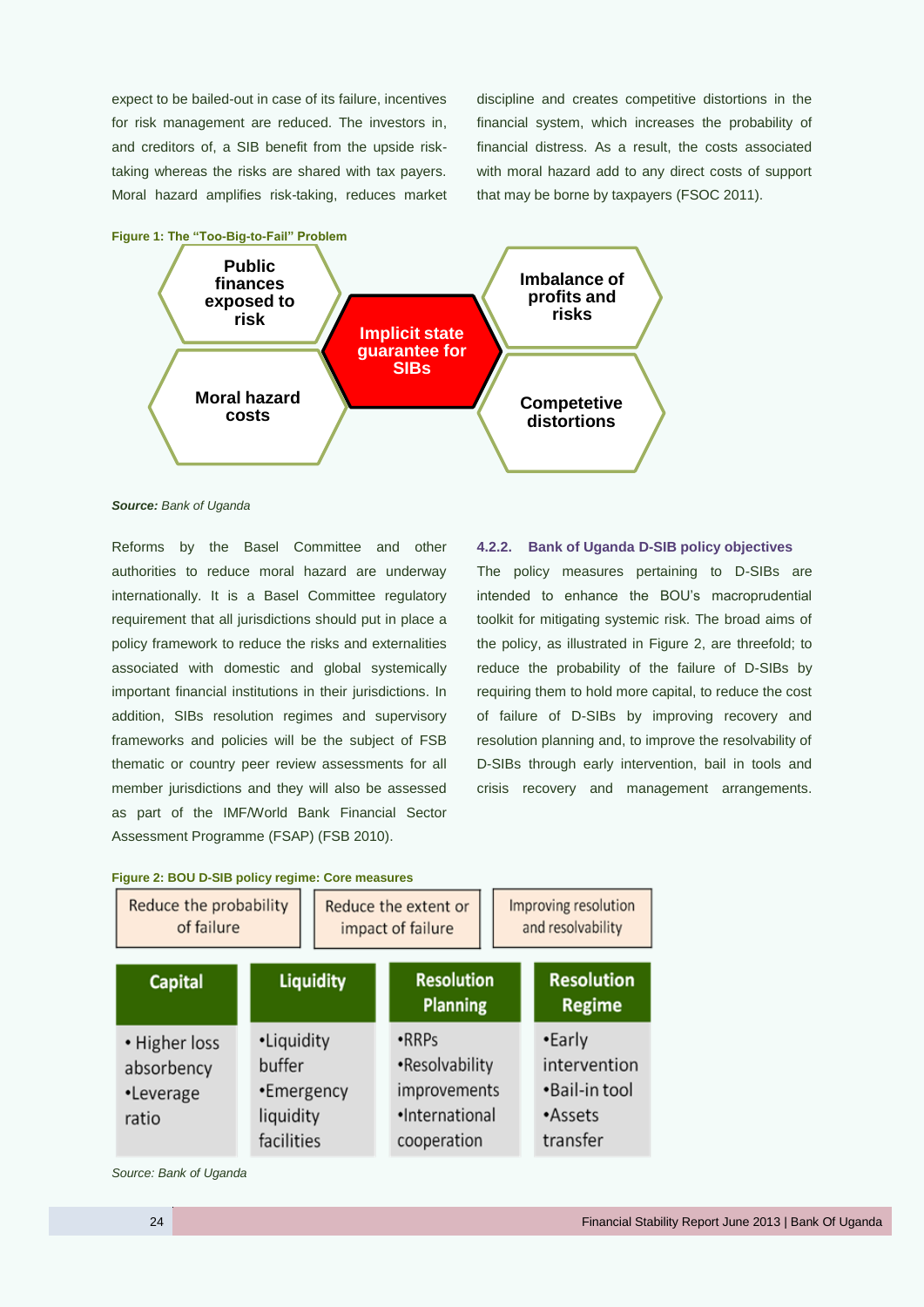expect to be bailed-out in case of its failure, incentives for risk management are reduced. The investors in, and creditors of, a SIB benefit from the upside risk-taking whereas the risks are shared with tax payers. Moral hazard amplifies risk-taking, reduces market discipline and creates competitive distortions in the financial system, which increases the probability of financial distress. As a result, the costs associated with moral hazard add to any direct costs of support that may be borne by taxpayers (FSOC 2011).

**Figure 1: The "Too-Big-to-Fail" Problem**

- Implicit state guarantee for SIBs
- Public finances exposed to risk
- Imbalance of profits and risks
- Moral hazard costs
- Competitive distortions

***Source:*** *Bank of Uganda*

Reforms by the Basel Committee and other authorities to reduce moral hazard are underway internationally. It is a Basel Committee regulatory requirement that all jurisdictions should put in place a policy framework to reduce the risks and externalities associated with domestic and global systemically important financial institutions in their jurisdictions. In addition, SIBs resolution regimes and supervisory frameworks and policies will be the subject of FSB thematic or country peer review assessments for all member jurisdictions and they will also be assessed as part of the IMF/World Bank Financial Sector Assessment Programme (FSAP) (FSB 2010).

### 4.2.2. Bank of Uganda D-SIB policy objectives

The policy measures pertaining to D-SIBs are intended to enhance the BOU's macroprudential toolkit for mitigating systemic risk. The broad aims of the policy, as illustrated in Figure 2, are threefold; to reduce the probability of the failure of D-SIBs by requiring them to hold more capital, to reduce the cost of failure of D-SIBs by improving recovery and resolution planning and, to improve the resolvability of D-SIBs through early intervention, bail in tools and crisis recovery and management arrangements.

**Figure 2: BOU D-SIB policy regime: Core measures**

| Reduce the probability of failure | Reduce the extent or impact of failure | Improving resolution and resolvability | |
|---|---|---|---|
| **Capital** | **Liquidity** | **Resolution Planning** | **Resolution Regime** |
| • Higher loss absorbency<br>•Leverage ratio | •Liquidity buffer<br>•Emergency liquidity facilities | •RRPs<br>•Resolvability improvements<br>•International cooperation | •Early intervention<br>•Bail-in tool<br>•Assets transfer |

*Source: Bank of Uganda*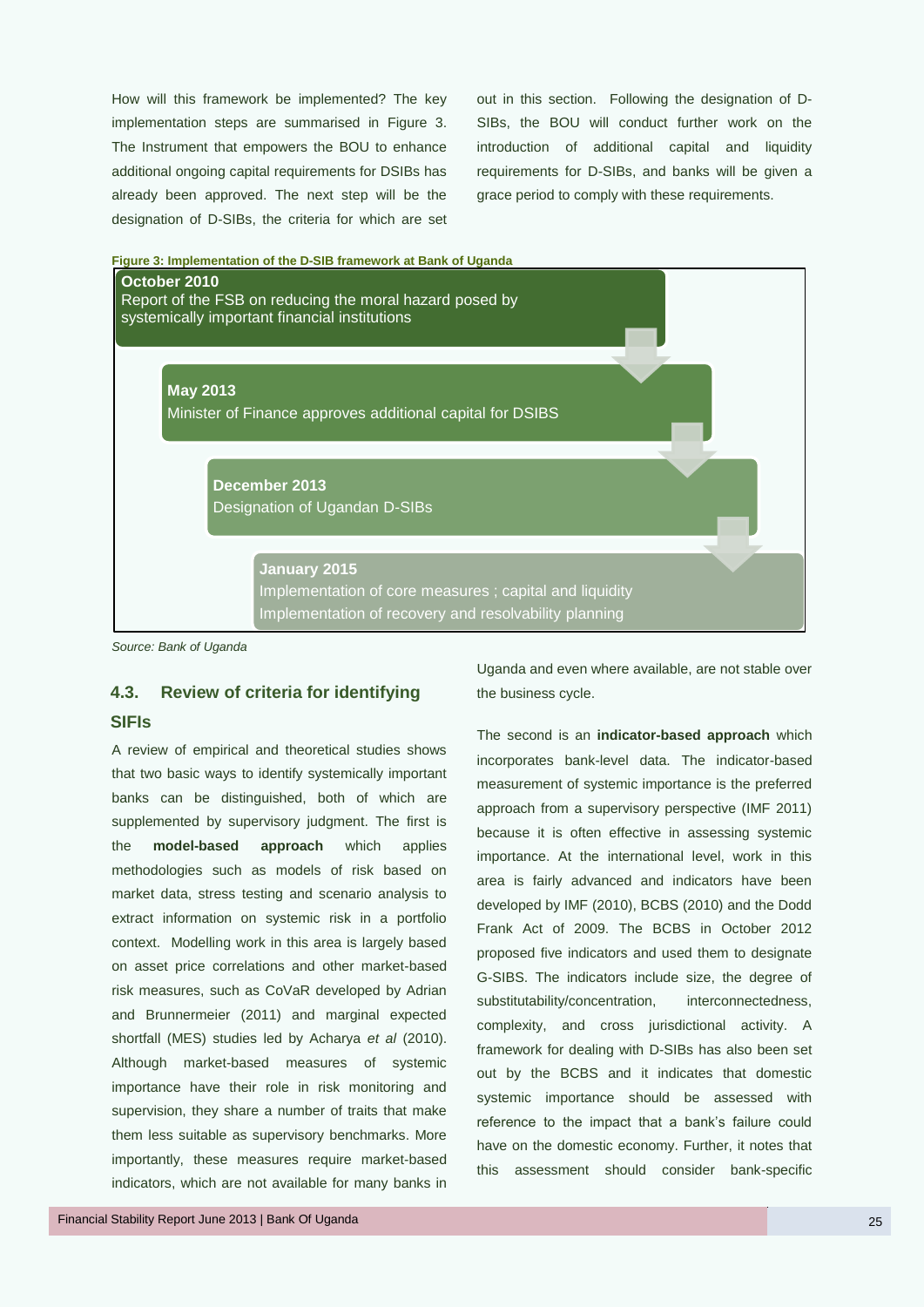How will this framework be implemented? The key implementation steps are summarised in Figure 3. The Instrument that empowers the BOU to enhance additional ongoing capital requirements for DSIBs has already been approved. The next step will be the designation of D-SIBs, the criteria for which are set out in this section. Following the designation of D-SIBs, the BOU will conduct further work on the introduction of additional capital and liquidity requirements for D-SIBs, and banks will be given a grace period to comply with these requirements.

**Figure 3: Implementation of the D-SIB framework at Bank of Uganda**

**October 2010**
Report of the FSB on reducing the moral hazard posed by systemically important financial institutions

**May 2013**
Minister of Finance approves additional capital for DSIBS

**December 2013**
Designation of Ugandan D-SIBs

**January 2015**
Implementation of core measures ; capital and liquidity
Implementation of recovery and resolvability planning

*Source: Bank of Uganda*

## 4.3. Review of criteria for identifying SIFIs

A review of empirical and theoretical studies shows that two basic ways to identify systemically important banks can be distinguished, both of which are supplemented by supervisory judgment. The first is the **model-based approach** which applies methodologies such as models of risk based on market data, stress testing and scenario analysis to extract information on systemic risk in a portfolio context. Modelling work in this area is largely based on asset price correlations and other market-based risk measures, such as CoVaR developed by Adrian and Brunnermeier (2011) and marginal expected shortfall (MES) studies led by Acharya *et al* (2010). Although market-based measures of systemic importance have their role in risk monitoring and supervision, they share a number of traits that make them less suitable as supervisory benchmarks. More importantly, these measures require market-based indicators, which are not available for many banks in Uganda and even where available, are not stable over the business cycle.

The second is an **indicator-based approach** which incorporates bank-level data. The indicator-based measurement of systemic importance is the preferred approach from a supervisory perspective (IMF 2011) because it is often effective in assessing systemic importance. At the international level, work in this area is fairly advanced and indicators have been developed by IMF (2010), BCBS (2010) and the Dodd Frank Act of 2009. The BCBS in October 2012 proposed five indicators and used them to designate G-SIBS. The indicators include size, the degree of substitutability/concentration, interconnectedness, complexity, and cross jurisdictional activity. A framework for dealing with D-SIBs has also been set out by the BCBS and it indicates that domestic systemic importance should be assessed with reference to the impact that a bank's failure could have on the domestic economy. Further, it notes that this assessment should consider bank-specific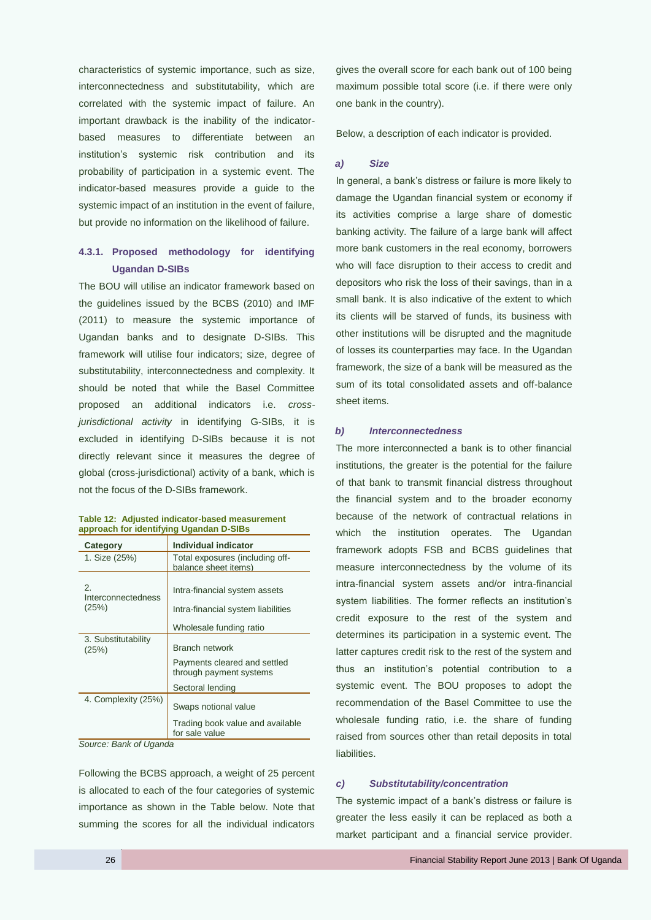characteristics of systemic importance, such as size, interconnectedness and substitutability, which are correlated with the systemic impact of failure. An important drawback is the inability of the indicator-based measures to differentiate between an institution's systemic risk contribution and its probability of participation in a systemic event. The indicator-based measures provide a guide to the systemic impact of an institution in the event of failure, but provide no information on the likelihood of failure.

### 4.3.1. Proposed methodology for identifying Ugandan D-SIBs

The BOU will utilise an indicator framework based on the guidelines issued by the BCBS (2010) and IMF (2011) to measure the systemic importance of Ugandan banks and to designate D-SIBs. This framework will utilise four indicators; size, degree of substitutability, interconnectedness and complexity. It should be noted that while the Basel Committee proposed an additional indicators i.e. *cross-jurisdictional activity* in identifying G-SIBs, it is excluded in identifying D-SIBs because it is not directly relevant since it measures the degree of global (cross-jurisdictional) activity of a bank, which is not the focus of the D-SIBs framework.

**Table 12: Adjusted indicator-based measurement approach for identifying Ugandan D-SIBs**

| Category | Individual indicator |
|---|---|
| 1. Size (25%) | Total exposures (including off-balance sheet items) |
| 2. Interconnectedness (25%) | Intra-financial system assets |
| | Intra-financial system liabilities |
| | Wholesale funding ratio |
| 3. Substitutability (25%) | Branch network |
| | Payments cleared and settled through payment systems |
| | Sectoral lending |
| 4. Complexity (25%) | Swaps notional value |
| | Trading book value and available for sale value |

*Source: Bank of Uganda*

Following the BCBS approach, a weight of 25 percent is allocated to each of the four categories of systemic importance as shown in the Table below. Note that summing the scores for all the individual indicators gives the overall score for each bank out of 100 being maximum possible total score (i.e. if there were only one bank in the country).

Below, a description of each indicator is provided.

#### *a) Size*

In general, a bank's distress or failure is more likely to damage the Ugandan financial system or economy if its activities comprise a large share of domestic banking activity. The failure of a large bank will affect more bank customers in the real economy, borrowers who will face disruption to their access to credit and depositors who risk the loss of their savings, than in a small bank. It is also indicative of the extent to which its clients will be starved of funds, its business with other institutions will be disrupted and the magnitude of losses its counterparties may face. In the Ugandan framework, the size of a bank will be measured as the sum of its total consolidated assets and off-balance sheet items.

#### *b) Interconnectedness*

The more interconnected a bank is to other financial institutions, the greater is the potential for the failure of that bank to transmit financial distress throughout the financial system and to the broader economy because of the network of contractual relations in which the institution operates. The Ugandan framework adopts FSB and BCBS guidelines that measure interconnectedness by the volume of its intra-financial system assets and/or intra-financial system liabilities. The former reflects an institution's credit exposure to the rest of the system and determines its participation in a systemic event. The latter captures credit risk to the rest of the system and thus an institution's potential contribution to a systemic event. The BOU proposes to adopt the recommendation of the Basel Committee to use the wholesale funding ratio, i.e. the share of funding raised from sources other than retail deposits in total liabilities.

#### *c) Substitutability/concentration*

The systemic impact of a bank's distress or failure is greater the less easily it can be replaced as both a market participant and a financial service provider.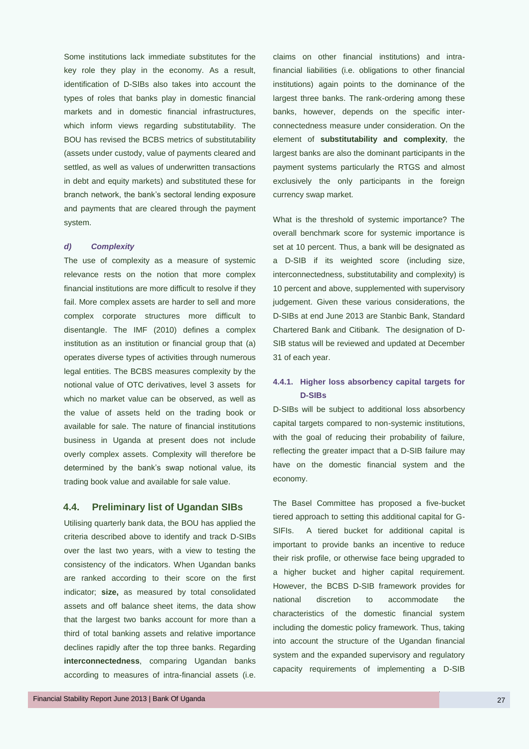Some institutions lack immediate substitutes for the key role they play in the economy. As a result, identification of D-SIBs also takes into account the types of roles that banks play in domestic financial markets and in domestic financial infrastructures, which inform views regarding substitutability. The BOU has revised the BCBS metrics of substitutability (assets under custody, value of payments cleared and settled, as well as values of underwritten transactions in debt and equity markets) and substituted these for branch network, the bank's sectoral lending exposure and payments that are cleared through the payment system.

#### *d) Complexity*

The use of complexity as a measure of systemic relevance rests on the notion that more complex financial institutions are more difficult to resolve if they fail. More complex assets are harder to sell and more complex corporate structures more difficult to disentangle. The IMF (2010) defines a complex institution as an institution or financial group that (a) operates diverse types of activities through numerous legal entities. The BCBS measures complexity by the notional value of OTC derivatives, level 3 assets for which no market value can be observed, as well as the value of assets held on the trading book or available for sale. The nature of financial institutions business in Uganda at present does not include overly complex assets. Complexity will therefore be determined by the bank's swap notional value, its trading book value and available for sale value.

## 4.4. Preliminary list of Ugandan SIBs

Utilising quarterly bank data, the BOU has applied the criteria described above to identify and track D-SIBs over the last two years, with a view to testing the consistency of the indicators. When Ugandan banks are ranked according to their score on the first indicator; **size,** as measured by total consolidated assets and off balance sheet items, the data show that the largest two banks account for more than a third of total banking assets and relative importance declines rapidly after the top three banks. Regarding **interconnectedness**, comparing Ugandan banks according to measures of intra-financial assets (i.e. claims on other financial institutions) and intra-financial liabilities (i.e. obligations to other financial institutions) again points to the dominance of the largest three banks. The rank-ordering among these banks, however, depends on the specific inter-connectedness measure under consideration. On the element of **substitutability and complexity**, the largest banks are also the dominant participants in the payment systems particularly the RTGS and almost exclusively the only participants in the foreign currency swap market.

What is the threshold of systemic importance? The overall benchmark score for systemic importance is set at 10 percent. Thus, a bank will be designated as a D-SIB if its weighted score (including size, interconnectedness, substitutability and complexity) is 10 percent and above, supplemented with supervisory judgement. Given these various considerations, the D-SIBs at end June 2013 are Stanbic Bank, Standard Chartered Bank and Citibank. The designation of D-SIB status will be reviewed and updated at December 31 of each year.

### 4.4.1. Higher loss absorbency capital targets for D-SIBs

D-SIBs will be subject to additional loss absorbency capital targets compared to non-systemic institutions, with the goal of reducing their probability of failure, reflecting the greater impact that a D-SIB failure may have on the domestic financial system and the economy.

The Basel Committee has proposed a five-bucket tiered approach to setting this additional capital for G-SIFIs. A tiered bucket for additional capital is important to provide banks an incentive to reduce their risk profile, or otherwise face being upgraded to a higher bucket and higher capital requirement. However, the BCBS D-SIB framework provides for national discretion to accommodate the characteristics of the domestic financial system including the domestic policy framework. Thus, taking into account the structure of the Ugandan financial system and the expanded supervisory and regulatory capacity requirements of implementing a D-SIB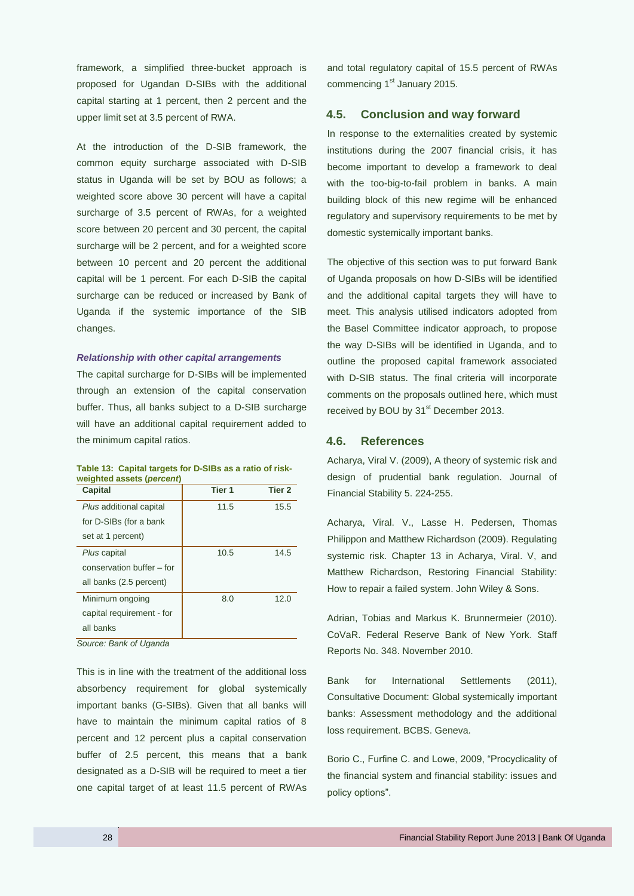framework, a simplified three-bucket approach is proposed for Ugandan D-SIBs with the additional capital starting at 1 percent, then 2 percent and the upper limit set at 3.5 percent of RWA.

At the introduction of the D-SIB framework, the common equity surcharge associated with D-SIB status in Uganda will be set by BOU as follows; a weighted score above 30 percent will have a capital surcharge of 3.5 percent of RWAs, for a weighted score between 20 percent and 30 percent, the capital surcharge will be 2 percent, and for a weighted score between 10 percent and 20 percent the additional capital will be 1 percent. For each D-SIB the capital surcharge can be reduced or increased by Bank of Uganda if the systemic importance of the SIB changes.

***Relationship with other capital arrangements***

The capital surcharge for D-SIBs will be implemented through an extension of the capital conservation buffer. Thus, all banks subject to a D-SIB surcharge will have an additional capital requirement added to the minimum capital ratios.

**Table 13: Capital targets for D-SIBs as a ratio of risk-weighted assets (*percent*)**

| Capital | Tier 1 | Tier 2 |
|---|---|---|
| *Plus* additional capital for D-SIBs (for a bank set at 1 percent) | 11.5 | 15.5 |
| *Plus* capital conservation buffer – for all banks (2.5 percent) | 10.5 | 14.5 |
| Minimum ongoing capital requirement - for all banks | 8.0 | 12.0 |

*Source: Bank of Uganda*

This is in line with the treatment of the additional loss absorbency requirement for global systemically important banks (G-SIBs). Given that all banks will have to maintain the minimum capital ratios of 8 percent and 12 percent plus a capital conservation buffer of 2.5 percent, this means that a bank designated as a D-SIB will be required to meet a tier one capital target of at least 11.5 percent of RWAs and total regulatory capital of 15.5 percent of RWAs commencing 1st January 2015.

## 4.5. Conclusion and way forward

In response to the externalities created by systemic institutions during the 2007 financial crisis, it has become important to develop a framework to deal with the too-big-to-fail problem in banks. A main building block of this new regime will be enhanced regulatory and supervisory requirements to be met by domestic systemically important banks.

The objective of this section was to put forward Bank of Uganda proposals on how D-SIBs will be identified and the additional capital targets they will have to meet. This analysis utilised indicators adopted from the Basel Committee indicator approach, to propose the way D-SIBs will be identified in Uganda, and to outline the proposed capital framework associated with D-SIB status. The final criteria will incorporate comments on the proposals outlined here, which must received by BOU by 31st December 2013.

## 4.6. References

Acharya, Viral V. (2009), A theory of systemic risk and design of prudential bank regulation. Journal of Financial Stability 5. 224-255.

Acharya, Viral. V., Lasse H. Pedersen, Thomas Philippon and Matthew Richardson (2009). Regulating systemic risk. Chapter 13 in Acharya, Viral. V, and Matthew Richardson, Restoring Financial Stability: How to repair a failed system. John Wiley & Sons.

Adrian, Tobias and Markus K. Brunnermeier (2010). CoVaR. Federal Reserve Bank of New York. Staff Reports No. 348. November 2010.

Bank for International Settlements (2011), Consultative Document: Global systemically important banks: Assessment methodology and the additional loss requirement. BCBS. Geneva.

Borio C., Furfine C. and Lowe, 2009, "Procyclicality of the financial system and financial stability: issues and policy options".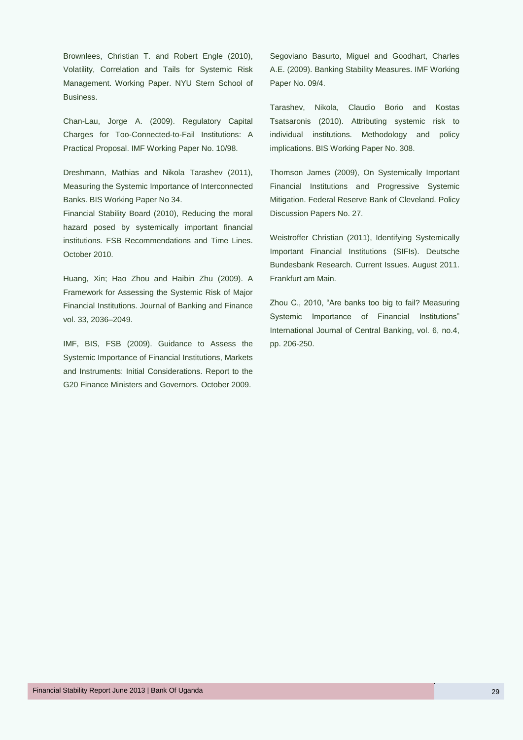Brownlees, Christian T. and Robert Engle (2010), Volatility, Correlation and Tails for Systemic Risk Management. Working Paper. NYU Stern School of Business.

Chan-Lau, Jorge A. (2009). Regulatory Capital Charges for Too-Connected-to-Fail Institutions: A Practical Proposal. IMF Working Paper No. 10/98.

Dreshmann, Mathias and Nikola Tarashev (2011), Measuring the Systemic Importance of Interconnected Banks. BIS Working Paper No 34.

Financial Stability Board (2010), Reducing the moral hazard posed by systemically important financial institutions. FSB Recommendations and Time Lines. October 2010.

Huang, Xin; Hao Zhou and Haibin Zhu (2009). A Framework for Assessing the Systemic Risk of Major Financial Institutions. Journal of Banking and Finance vol. 33, 2036–2049.

IMF, BIS, FSB (2009). Guidance to Assess the Systemic Importance of Financial Institutions, Markets and Instruments: Initial Considerations. Report to the G20 Finance Ministers and Governors. October 2009.

Segoviano Basurto, Miguel and Goodhart, Charles A.E. (2009). Banking Stability Measures. IMF Working Paper No. 09/4.

Tarashev, Nikola, Claudio Borio and Kostas Tsatsaronis (2010). Attributing systemic risk to individual institutions. Methodology and policy implications. BIS Working Paper No. 308.

Thomson James (2009), On Systemically Important Financial Institutions and Progressive Systemic Mitigation. Federal Reserve Bank of Cleveland. Policy Discussion Papers No. 27.

Weistroffer Christian (2011), Identifying Systemically Important Financial Institutions (SIFIs). Deutsche Bundesbank Research. Current Issues. August 2011. Frankfurt am Main.

Zhou C., 2010, "Are banks too big to fail? Measuring Systemic Importance of Financial Institutions" International Journal of Central Banking, vol. 6, no.4, pp. 206-250.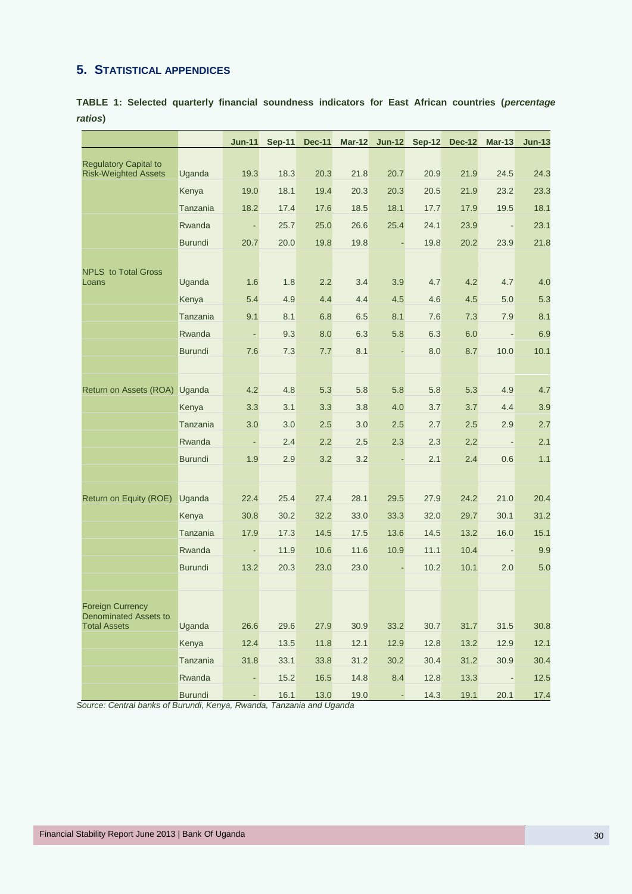## 5. Statistical appendices

**TABLE 1: Selected quarterly financial soundness indicators for East African countries (*percentage ratios*)**

| | | Jun-11 | Sep-11 | Dec-11 | Mar-12 | Jun-12 | Sep-12 | Dec-12 | Mar-13 | Jun-13 |
|---|---|---|---|---|---|---|---|---|---|---|
| Regulatory Capital to Risk-Weighted Assets | Uganda | 19.3 | 18.3 | 20.3 | 21.8 | 20.7 | 20.9 | 21.9 | 24.5 | 24.3 |
| | Kenya | 19.0 | 18.1 | 19.4 | 20.3 | 20.3 | 20.5 | 21.9 | 23.2 | 23.3 |
| | Tanzania | 18.2 | 17.4 | 17.6 | 18.5 | 18.1 | 17.7 | 17.9 | 19.5 | 18.1 |
| | Rwanda | - | 25.7 | 25.0 | 26.6 | 25.4 | 24.1 | 23.9 | - | 23.1 |
| | Burundi | 20.7 | 20.0 | 19.8 | 19.8 | - | 19.8 | 20.2 | 23.9 | 21.8 |
| NPLS to Total Gross Loans | Uganda | 1.6 | 1.8 | 2.2 | 3.4 | 3.9 | 4.7 | 4.2 | 4.7 | 4.0 |
| | Kenya | 5.4 | 4.9 | 4.4 | 4.4 | 4.5 | 4.6 | 4.5 | 5.0 | 5.3 |
| | Tanzania | 9.1 | 8.1 | 6.8 | 6.5 | 8.1 | 7.6 | 7.3 | 7.9 | 8.1 |
| | Rwanda | - | 9.3 | 8.0 | 6.3 | 5.8 | 6.3 | 6.0 | - | 6.9 |
| | Burundi | 7.6 | 7.3 | 7.7 | 8.1 | - | 8.0 | 8.7 | 10.0 | 10.1 |
| Return on Assets (ROA) | Uganda | 4.2 | 4.8 | 5.3 | 5.8 | 5.8 | 5.8 | 5.3 | 4.9 | 4.7 |
| | Kenya | 3.3 | 3.1 | 3.3 | 3.8 | 4.0 | 3.7 | 3.7 | 4.4 | 3.9 |
| | Tanzania | 3.0 | 3.0 | 2.5 | 3.0 | 2.5 | 2.7 | 2.5 | 2.9 | 2.7 |
| | Rwanda | - | 2.4 | 2.2 | 2.5 | 2.3 | 2.3 | 2.2 | - | 2.1 |
| | Burundi | 1.9 | 2.9 | 3.2 | 3.2 | - | 2.1 | 2.4 | 0.6 | 1.1 |
| Return on Equity (ROE) | Uganda | 22.4 | 25.4 | 27.4 | 28.1 | 29.5 | 27.9 | 24.2 | 21.0 | 20.4 |
| | Kenya | 30.8 | 30.2 | 32.2 | 33.0 | 33.3 | 32.0 | 29.7 | 30.1 | 31.2 |
| | Tanzania | 17.9 | 17.3 | 14.5 | 17.5 | 13.6 | 14.5 | 13.2 | 16.0 | 15.1 |
| | Rwanda | - | 11.9 | 10.6 | 11.6 | 10.9 | 11.1 | 10.4 | - | 9.9 |
| | Burundi | 13.2 | 20.3 | 23.0 | 23.0 | - | 10.2 | 10.1 | 2.0 | 5.0 |
| Foreign Currency Denominated Assets to Total Assets | Uganda | 26.6 | 29.6 | 27.9 | 30.9 | 33.2 | 30.7 | 31.7 | 31.5 | 30.8 |
| | Kenya | 12.4 | 13.5 | 11.8 | 12.1 | 12.9 | 12.8 | 13.2 | 12.9 | 12.1 |
| | Tanzania | 31.8 | 33.1 | 33.8 | 31.2 | 30.2 | 30.4 | 31.2 | 30.9 | 30.4 |
| | Rwanda | - | 15.2 | 16.5 | 14.8 | 8.4 | 12.8 | 13.3 | - | 12.5 |
| | Burundi | - | 16.1 | 13.0 | 19.0 | - | 14.3 | 19.1 | 20.1 | 17.4 |

*Source: Central banks of Burundi, Kenya, Rwanda, Tanzania and Uganda*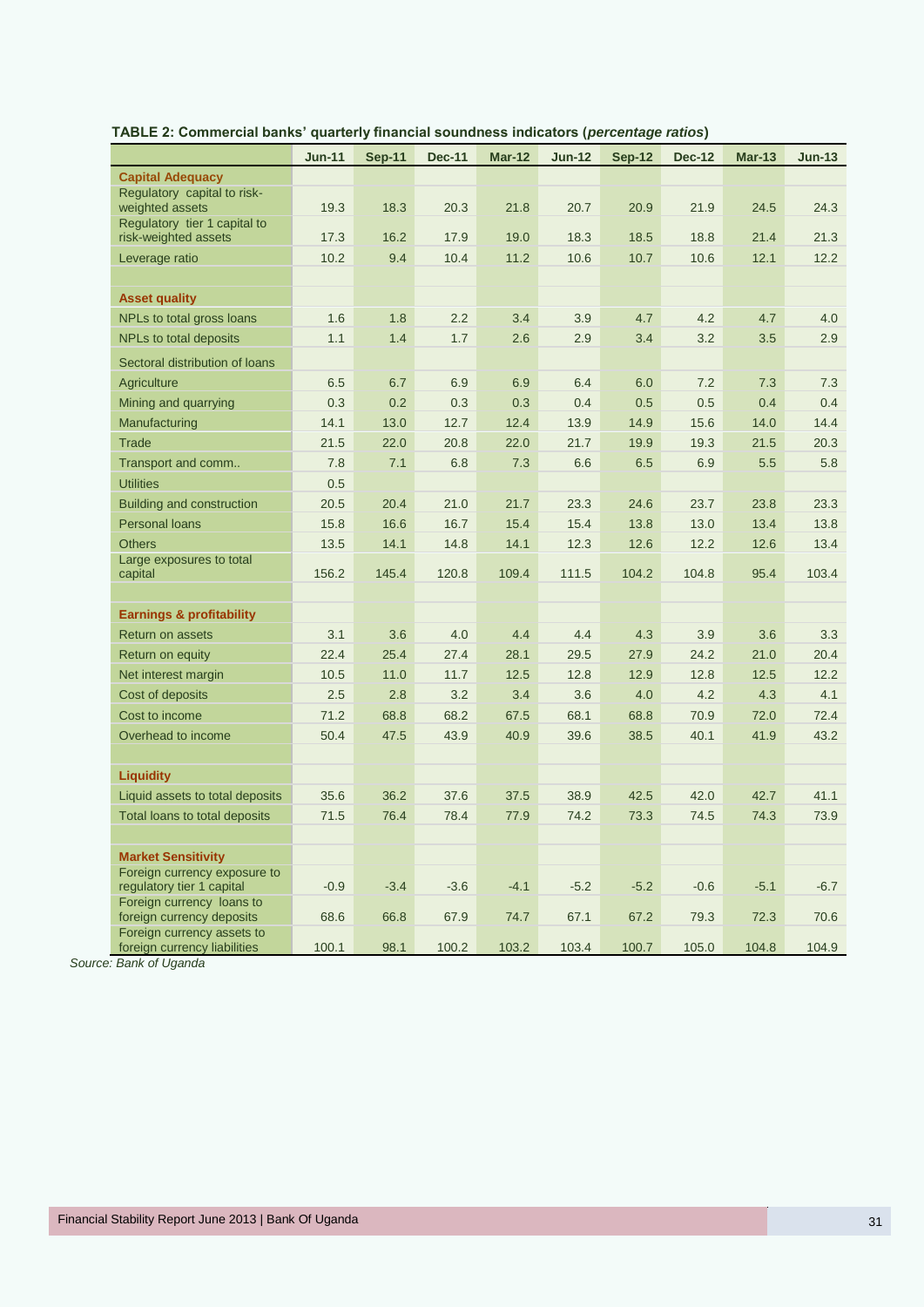**TABLE 2: Commercial banks' quarterly financial soundness indicators (*percentage ratios*)**

| | Jun-11 | Sep-11 | Dec-11 | Mar-12 | Jun-12 | Sep-12 | Dec-12 | Mar-13 | Jun-13 |
|---|---|---|---|---|---|---|---|---|---|
| **Capital Adequacy** | | | | | | | | | |
| Regulatory capital to risk-weighted assets | 19.3 | 18.3 | 20.3 | 21.8 | 20.7 | 20.9 | 21.9 | 24.5 | 24.3 |
| Regulatory tier 1 capital to risk-weighted assets | 17.3 | 16.2 | 17.9 | 19.0 | 18.3 | 18.5 | 18.8 | 21.4 | 21.3 |
| Leverage ratio | 10.2 | 9.4 | 10.4 | 11.2 | 10.6 | 10.7 | 10.6 | 12.1 | 12.2 |
| | | | | | | | | | |
| **Asset quality** | | | | | | | | | |
| NPLs to total gross loans | 1.6 | 1.8 | 2.2 | 3.4 | 3.9 | 4.7 | 4.2 | 4.7 | 4.0 |
| NPLs to total deposits | 1.1 | 1.4 | 1.7 | 2.6 | 2.9 | 3.4 | 3.2 | 3.5 | 2.9 |
| Sectoral distribution of loans | | | | | | | | | |
| Agriculture | 6.5 | 6.7 | 6.9 | 6.9 | 6.4 | 6.0 | 7.2 | 7.3 | 7.3 |
| Mining and quarrying | 0.3 | 0.2 | 0.3 | 0.3 | 0.4 | 0.5 | 0.5 | 0.4 | 0.4 |
| Manufacturing | 14.1 | 13.0 | 12.7 | 12.4 | 13.9 | 14.9 | 15.6 | 14.0 | 14.4 |
| Trade | 21.5 | 22.0 | 20.8 | 22.0 | 21.7 | 19.9 | 19.3 | 21.5 | 20.3 |
| Transport and comm.. | 7.8 | 7.1 | 6.8 | 7.3 | 6.6 | 6.5 | 6.9 | 5.5 | 5.8 |
| Utilities | 0.5 | | | | | | | | |
| Building and construction | 20.5 | 20.4 | 21.0 | 21.7 | 23.3 | 24.6 | 23.7 | 23.8 | 23.3 |
| Personal loans | 15.8 | 16.6 | 16.7 | 15.4 | 15.4 | 13.8 | 13.0 | 13.4 | 13.8 |
| Others | 13.5 | 14.1 | 14.8 | 14.1 | 12.3 | 12.6 | 12.2 | 12.6 | 13.4 |
| Large exposures to total capital | 156.2 | 145.4 | 120.8 | 109.4 | 111.5 | 104.2 | 104.8 | 95.4 | 103.4 |
| | | | | | | | | | |
| **Earnings & profitability** | | | | | | | | | |
| Return on assets | 3.1 | 3.6 | 4.0 | 4.4 | 4.4 | 4.3 | 3.9 | 3.6 | 3.3 |
| Return on equity | 22.4 | 25.4 | 27.4 | 28.1 | 29.5 | 27.9 | 24.2 | 21.0 | 20.4 |
| Net interest margin | 10.5 | 11.0 | 11.7 | 12.5 | 12.8 | 12.9 | 12.8 | 12.5 | 12.2 |
| Cost of deposits | 2.5 | 2.8 | 3.2 | 3.4 | 3.6 | 4.0 | 4.2 | 4.3 | 4.1 |
| Cost to income | 71.2 | 68.8 | 68.2 | 67.5 | 68.1 | 68.8 | 70.9 | 72.0 | 72.4 |
| Overhead to income | 50.4 | 47.5 | 43.9 | 40.9 | 39.6 | 38.5 | 40.1 | 41.9 | 43.2 |
| | | | | | | | | | |
| **Liquidity** | | | | | | | | | |
| Liquid assets to total deposits | 35.6 | 36.2 | 37.6 | 37.5 | 38.9 | 42.5 | 42.0 | 42.7 | 41.1 |
| Total loans to total deposits | 71.5 | 76.4 | 78.4 | 77.9 | 74.2 | 73.3 | 74.5 | 74.3 | 73.9 |
| | | | | | | | | | |
| **Market Sensitivity** | | | | | | | | | |
| Foreign currency exposure to regulatory tier 1 capital | -0.9 | -3.4 | -3.6 | -4.1 | -5.2 | -5.2 | -0.6 | -5.1 | -6.7 |
| Foreign currency loans to foreign currency deposits | 68.6 | 66.8 | 67.9 | 74.7 | 67.1 | 67.2 | 79.3 | 72.3 | 70.6 |
| Foreign currency assets to foreign currency liabilities | 100.1 | 98.1 | 100.2 | 103.2 | 103.4 | 100.7 | 105.0 | 104.8 | 104.9 |

*Source: Bank of Uganda*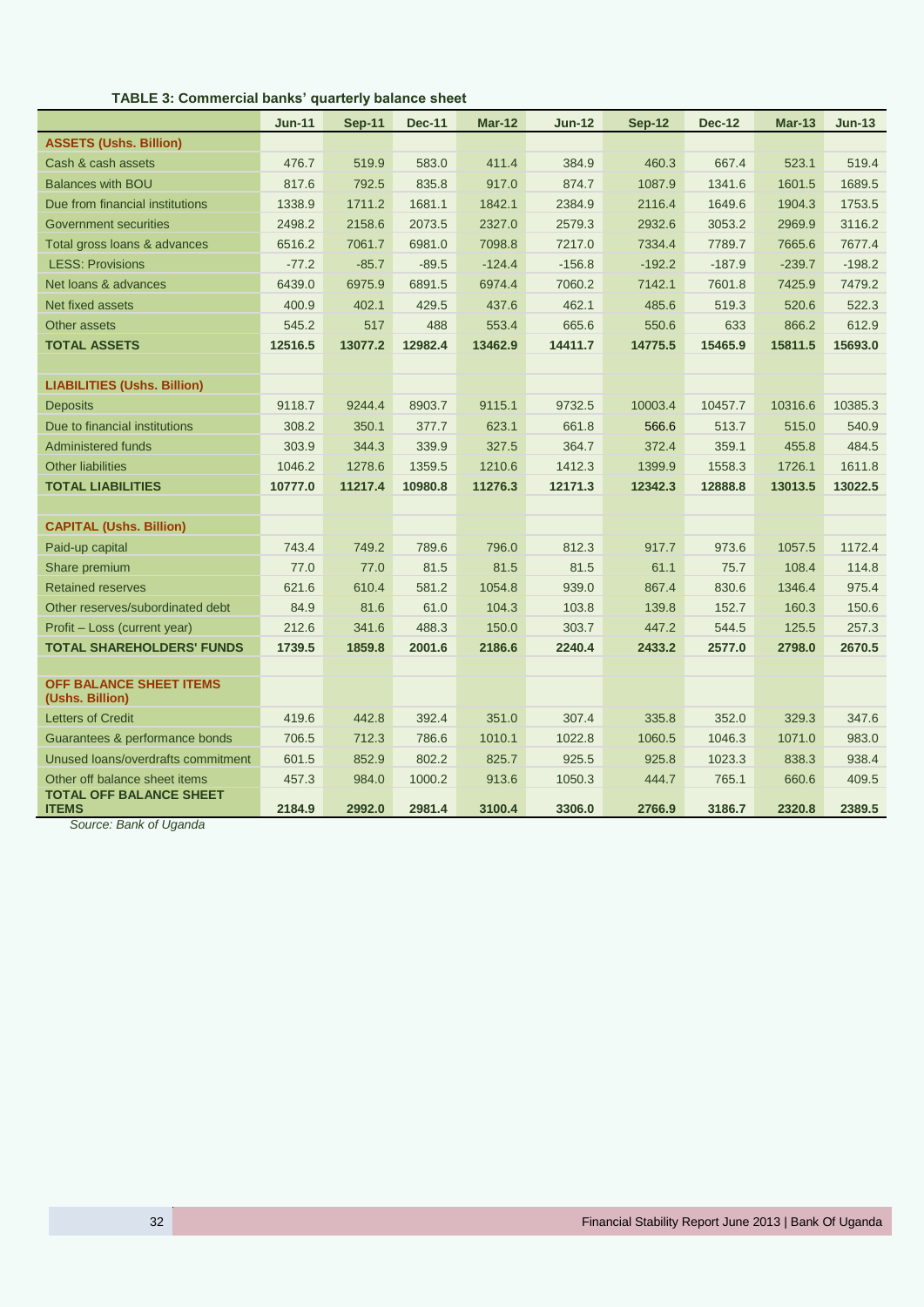**TABLE 3: Commercial banks' quarterly balance sheet**

| | Jun-11 | Sep-11 | Dec-11 | Mar-12 | Jun-12 | Sep-12 | Dec-12 | Mar-13 | Jun-13 |
|---|---|---|---|---|---|---|---|---|---|
| **ASSETS (Ushs. Billion)** | | | | | | | | | |
| Cash & cash assets | 476.7 | 519.9 | 583.0 | 411.4 | 384.9 | 460.3 | 667.4 | 523.1 | 519.4 |
| Balances with BOU | 817.6 | 792.5 | 835.8 | 917.0 | 874.7 | 1087.9 | 1341.6 | 1601.5 | 1689.5 |
| Due from financial institutions | 1338.9 | 1711.2 | 1681.1 | 1842.1 | 2384.9 | 2116.4 | 1649.6 | 1904.3 | 1753.5 |
| Government securities | 2498.2 | 2158.6 | 2073.5 | 2327.0 | 2579.3 | 2932.6 | 3053.2 | 2969.9 | 3116.2 |
| Total gross loans & advances | 6516.2 | 7061.7 | 6981.0 | 7098.8 | 7217.0 | 7334.4 | 7789.7 | 7665.6 | 7677.4 |
| LESS: Provisions | -77.2 | -85.7 | -89.5 | -124.4 | -156.8 | -192.2 | -187.9 | -239.7 | -198.2 |
| Net loans & advances | 6439.0 | 6975.9 | 6891.5 | 6974.4 | 7060.2 | 7142.1 | 7601.8 | 7425.9 | 7479.2 |
| Net fixed assets | 400.9 | 402.1 | 429.5 | 437.6 | 462.1 | 485.6 | 519.3 | 520.6 | 522.3 |
| Other assets | 545.2 | 517 | 488 | 553.4 | 665.6 | 550.6 | 633 | 866.2 | 612.9 |
| **TOTAL ASSETS** | **12516.5** | **13077.2** | **12982.4** | **13462.9** | **14411.7** | **14775.5** | **15465.9** | **15811.5** | **15693.0** |
| | | | | | | | | | |
| **LIABILITIES (Ushs. Billion)** | | | | | | | | | |
| Deposits | 9118.7 | 9244.4 | 8903.7 | 9115.1 | 9732.5 | 10003.4 | 10457.7 | 10316.6 | 10385.3 |
| Due to financial institutions | 308.2 | 350.1 | 377.7 | 623.1 | 661.8 | 566.6 | 513.7 | 515.0 | 540.9 |
| Administered funds | 303.9 | 344.3 | 339.9 | 327.5 | 364.7 | 372.4 | 359.1 | 455.8 | 484.5 |
| Other liabilities | 1046.2 | 1278.6 | 1359.5 | 1210.6 | 1412.3 | 1399.9 | 1558.3 | 1726.1 | 1611.8 |
| **TOTAL LIABILITIES** | **10777.0** | **11217.4** | **10980.8** | **11276.3** | **12171.3** | **12342.3** | **12888.8** | **13013.5** | **13022.5** |
| | | | | | | | | | |
| **CAPITAL (Ushs. Billion)** | | | | | | | | | |
| Paid-up capital | 743.4 | 749.2 | 789.6 | 796.0 | 812.3 | 917.7 | 973.6 | 1057.5 | 1172.4 |
| Share premium | 77.0 | 77.0 | 81.5 | 81.5 | 81.5 | 61.1 | 75.7 | 108.4 | 114.8 |
| Retained reserves | 621.6 | 610.4 | 581.2 | 1054.8 | 939.0 | 867.4 | 830.6 | 1346.4 | 975.4 |
| Other reserves/subordinated debt | 84.9 | 81.6 | 61.0 | 104.3 | 103.8 | 139.8 | 152.7 | 160.3 | 150.6 |
| Profit – Loss (current year) | 212.6 | 341.6 | 488.3 | 150.0 | 303.7 | 447.2 | 544.5 | 125.5 | 257.3 |
| **TOTAL SHAREHOLDERS' FUNDS** | **1739.5** | **1859.8** | **2001.6** | **2186.6** | **2240.4** | **2433.2** | **2577.0** | **2798.0** | **2670.5** |
| | | | | | | | | | |
| **OFF BALANCE SHEET ITEMS (Ushs. Billion)** | | | | | | | | | |
| Letters of Credit | 419.6 | 442.8 | 392.4 | 351.0 | 307.4 | 335.8 | 352.0 | 329.3 | 347.6 |
| Guarantees & performance bonds | 706.5 | 712.3 | 786.6 | 1010.1 | 1022.8 | 1060.5 | 1046.3 | 1071.0 | 983.0 |
| Unused loans/overdrafts commitment | 601.5 | 852.9 | 802.2 | 825.7 | 925.5 | 925.8 | 1023.3 | 838.3 | 938.4 |
| Other off balance sheet items | 457.3 | 984.0 | 1000.2 | 913.6 | 1050.3 | 444.7 | 765.1 | 660.6 | 409.5 |
| **TOTAL OFF BALANCE SHEET ITEMS** | **2184.9** | **2992.0** | **2981.4** | **3100.4** | **3306.0** | **2766.9** | **3186.7** | **2320.8** | **2389.5** |

*Source: Bank of Uganda*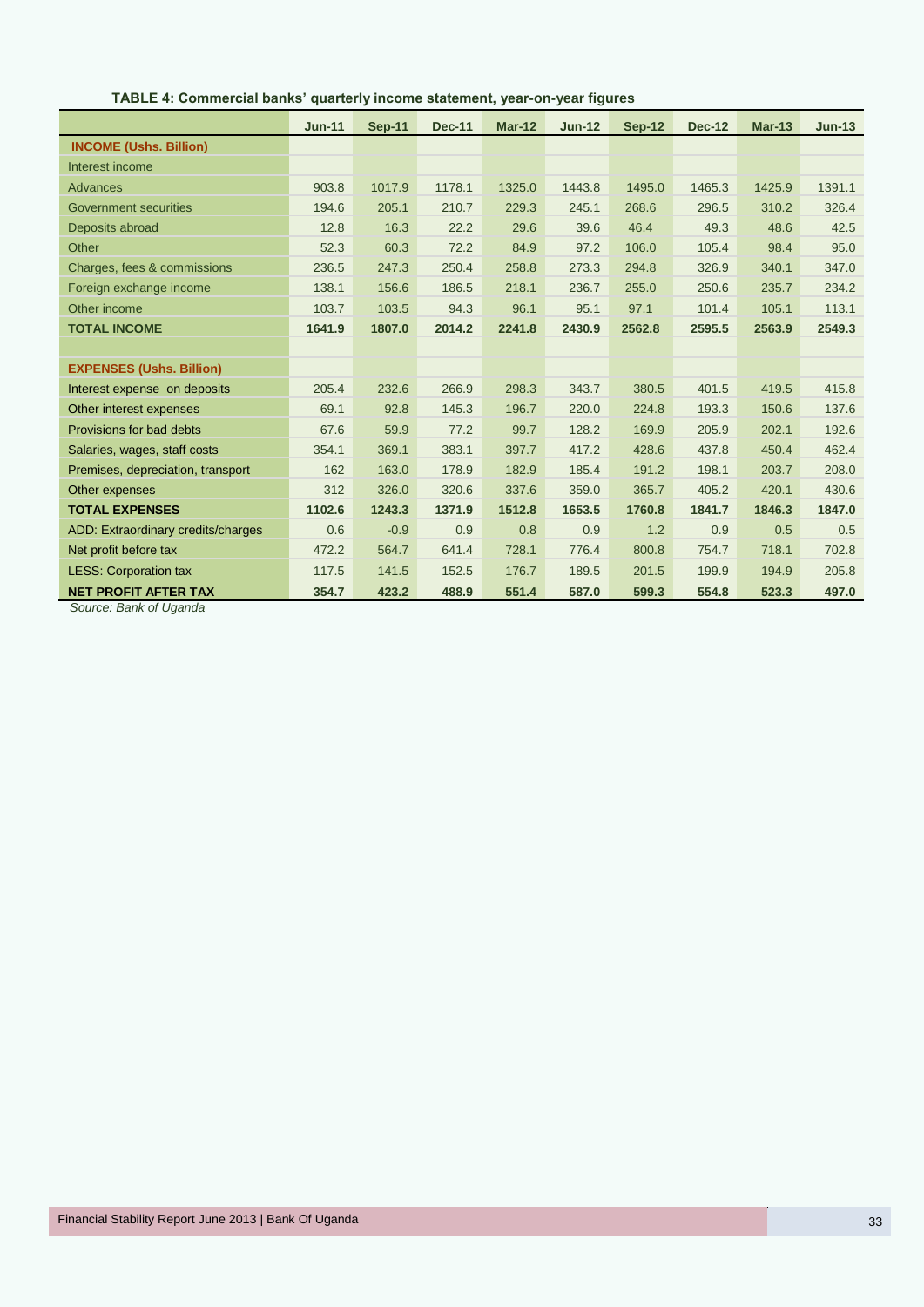**TABLE 4: Commercial banks' quarterly income statement, year-on-year figures**

| | Jun-11 | Sep-11 | Dec-11 | Mar-12 | Jun-12 | Sep-12 | Dec-12 | Mar-13 | Jun-13 |
|---|---|---|---|---|---|---|---|---|---|
| **INCOME (Ushs. Billion)** | | | | | | | | | |
| Interest income | | | | | | | | | |
| Advances | 903.8 | 1017.9 | 1178.1 | 1325.0 | 1443.8 | 1495.0 | 1465.3 | 1425.9 | 1391.1 |
| Government securities | 194.6 | 205.1 | 210.7 | 229.3 | 245.1 | 268.6 | 296.5 | 310.2 | 326.4 |
| Deposits abroad | 12.8 | 16.3 | 22.2 | 29.6 | 39.6 | 46.4 | 49.3 | 48.6 | 42.5 |
| Other | 52.3 | 60.3 | 72.2 | 84.9 | 97.2 | 106.0 | 105.4 | 98.4 | 95.0 |
| Charges, fees & commissions | 236.5 | 247.3 | 250.4 | 258.8 | 273.3 | 294.8 | 326.9 | 340.1 | 347.0 |
| Foreign exchange income | 138.1 | 156.6 | 186.5 | 218.1 | 236.7 | 255.0 | 250.6 | 235.7 | 234.2 |
| Other income | 103.7 | 103.5 | 94.3 | 96.1 | 95.1 | 97.1 | 101.4 | 105.1 | 113.1 |
| **TOTAL INCOME** | **1641.9** | **1807.0** | **2014.2** | **2241.8** | **2430.9** | **2562.8** | **2595.5** | **2563.9** | **2549.3** |
| | | | | | | | | | |
| **EXPENSES (Ushs. Billion)** | | | | | | | | | |
| Interest expense on deposits | 205.4 | 232.6 | 266.9 | 298.3 | 343.7 | 380.5 | 401.5 | 419.5 | 415.8 |
| Other interest expenses | 69.1 | 92.8 | 145.3 | 196.7 | 220.0 | 224.8 | 193.3 | 150.6 | 137.6 |
| Provisions for bad debts | 67.6 | 59.9 | 77.2 | 99.7 | 128.2 | 169.9 | 205.9 | 202.1 | 192.6 |
| Salaries, wages, staff costs | 354.1 | 369.1 | 383.1 | 397.7 | 417.2 | 428.6 | 437.8 | 450.4 | 462.4 |
| Premises, depreciation, transport | 162 | 163.0 | 178.9 | 182.9 | 185.4 | 191.2 | 198.1 | 203.7 | 208.0 |
| Other expenses | 312 | 326.0 | 320.6 | 337.6 | 359.0 | 365.7 | 405.2 | 420.1 | 430.6 |
| **TOTAL EXPENSES** | **1102.6** | **1243.3** | **1371.9** | **1512.8** | **1653.5** | **1760.8** | **1841.7** | **1846.3** | **1847.0** |
| ADD: Extraordinary credits/charges | 0.6 | -0.9 | 0.9 | 0.8 | 0.9 | 1.2 | 0.9 | 0.5 | 0.5 |
| Net profit before tax | 472.2 | 564.7 | 641.4 | 728.1 | 776.4 | 800.8 | 754.7 | 718.1 | 702.8 |
| LESS: Corporation tax | 117.5 | 141.5 | 152.5 | 176.7 | 189.5 | 201.5 | 199.9 | 194.9 | 205.8 |
| **NET PROFIT AFTER TAX** | **354.7** | **423.2** | **488.9** | **551.4** | **587.0** | **599.3** | **554.8** | **523.3** | **497.0** |

*Source: Bank of Uganda*